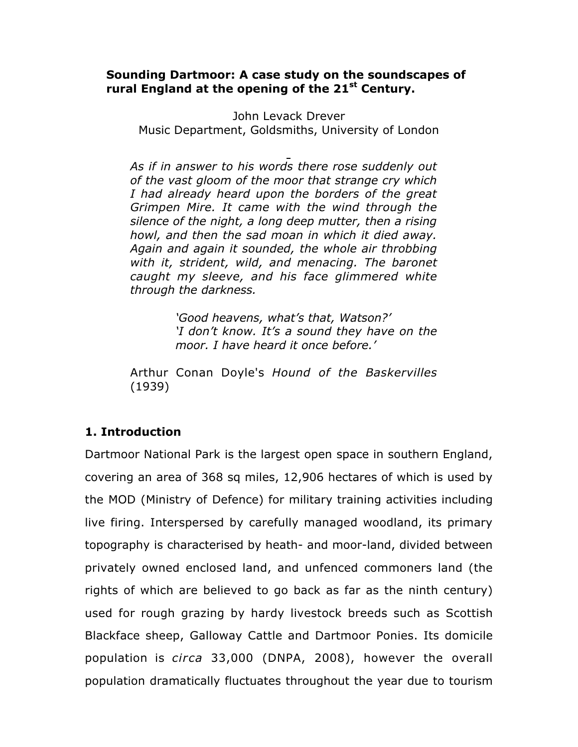**Sounding Dartmoor: A case study on the soundscapes of rural England at the opening of the 21st Century.**

John Levack Drever
Music Department, Goldsmiths, University of London

> *As if in answer to his words there rose suddenly out of the vast gloom of the moor that strange cry which I had already heard upon the borders of the great Grimpen Mire. It came with the wind through the silence of the night, a long deep mutter, then a rising howl, and then the sad moan in which it died away. Again and again it sounded, the whole air throbbing with it, strident, wild, and menacing. The baronet caught my sleeve, and his face glimmered white through the darkness.*
>
> > *'Good heavens, what's that, Watson?'*
> > *'I don't know. It's a sound they have on the moor. I have heard it once before.'*
>
> Arthur Conan Doyle's *Hound of the Baskervilles* (1939)

## 1. Introduction

Dartmoor National Park is the largest open space in southern England, covering an area of 368 sq miles, 12,906 hectares of which is used by the MOD (Ministry of Defence) for military training activities including live firing. Interspersed by carefully managed woodland, its primary topography is characterised by heath- and moor-land, divided between privately owned enclosed land, and unfenced commoners land (the rights of which are believed to go back as far as the ninth century) used for rough grazing by hardy livestock breeds such as Scottish Blackface sheep, Galloway Cattle and Dartmoor Ponies. Its domicile population is *circa* 33,000 (DNPA, 2008), however the overall population dramatically fluctuates throughout the year due to tourism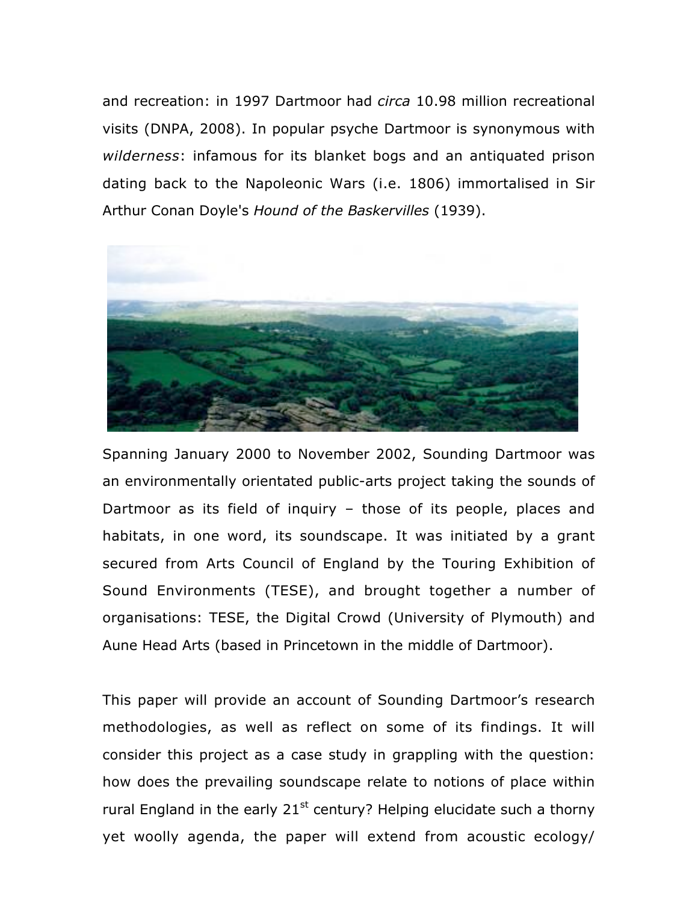and recreation: in 1997 Dartmoor had *circa* 10.98 million recreational visits (DNPA, 2008). In popular psyche Dartmoor is synonymous with *wilderness*: infamous for its blanket bogs and an antiquated prison dating back to the Napoleonic Wars (i.e. 1806) immortalised in Sir Arthur Conan Doyle's *Hound of the Baskervilles* (1939).

Spanning January 2000 to November 2002, Sounding Dartmoor was an environmentally orientated public-arts project taking the sounds of Dartmoor as its field of inquiry – those of its people, places and habitats, in one word, its soundscape. It was initiated by a grant secured from Arts Council of England by the Touring Exhibition of Sound Environments (TESE), and brought together a number of organisations: TESE, the Digital Crowd (University of Plymouth) and Aune Head Arts (based in Princetown in the middle of Dartmoor).

This paper will provide an account of Sounding Dartmoor's research methodologies, as well as reflect on some of its findings. It will consider this project as a case study in grappling with the question: how does the prevailing soundscape relate to notions of place within rural England in the early 21st century? Helping elucidate such a thorny yet woolly agenda, the paper will extend from acoustic ecology/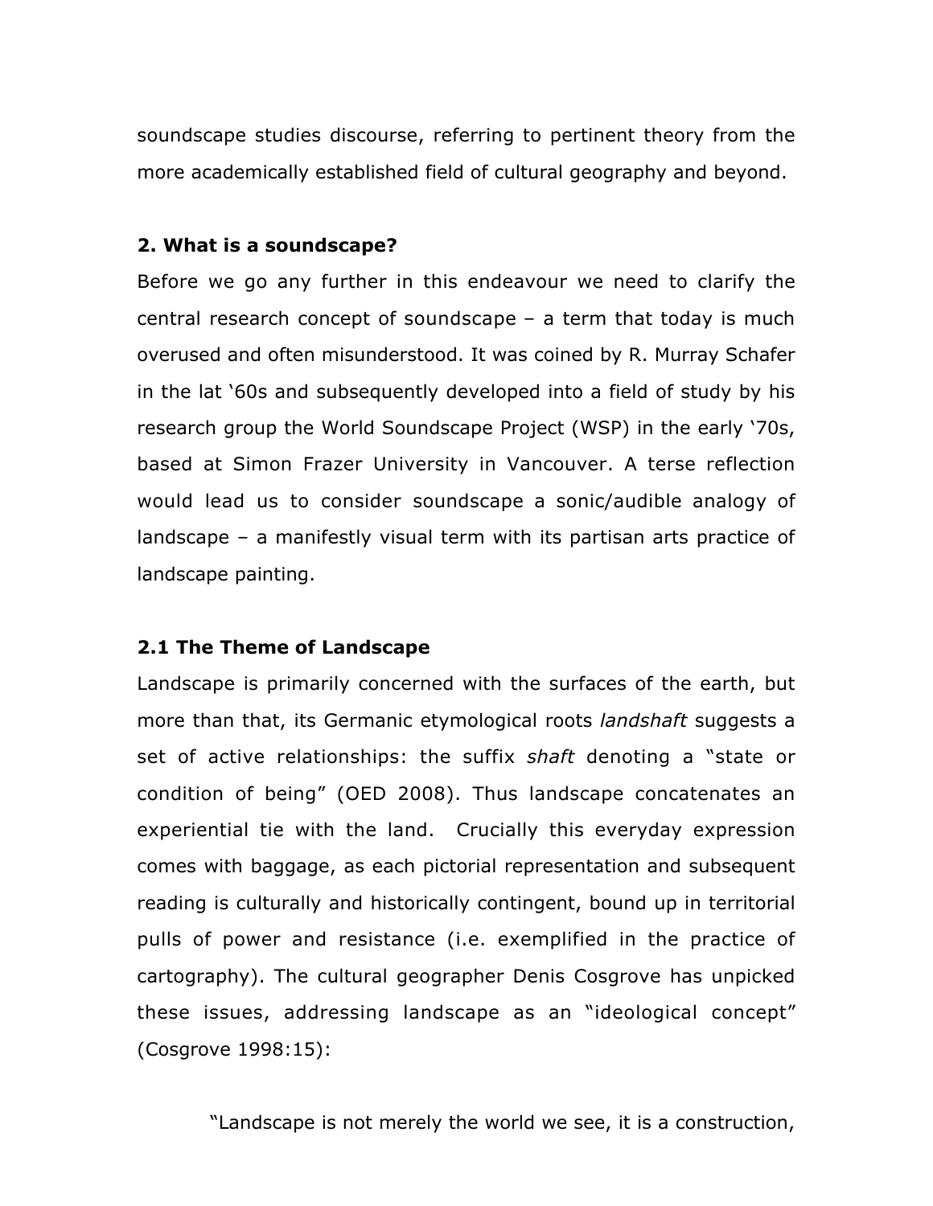soundscape studies discourse, referring to pertinent theory from the more academically established field of cultural geography and beyond.

## 2. What is a soundscape?

Before we go any further in this endeavour we need to clarify the central research concept of soundscape – a term that today is much overused and often misunderstood. It was coined by R. Murray Schafer in the lat '60s and subsequently developed into a field of study by his research group the World Soundscape Project (WSP) in the early '70s, based at Simon Frazer University in Vancouver. A terse reflection would lead us to consider soundscape a sonic/audible analogy of landscape – a manifestly visual term with its partisan arts practice of landscape painting.

### 2.1 The Theme of Landscape

Landscape is primarily concerned with the surfaces of the earth, but more than that, its Germanic etymological roots *landshaft* suggests a set of active relationships: the suffix *shaft* denoting a "state or condition of being" (OED 2008). Thus landscape concatenates an experiential tie with the land. Crucially this everyday expression comes with baggage, as each pictorial representation and subsequent reading is culturally and historically contingent, bound up in territorial pulls of power and resistance (i.e. exemplified in the practice of cartography). The cultural geographer Denis Cosgrove has unpicked these issues, addressing landscape as an "ideological concept" (Cosgrove 1998:15):

> "Landscape is not merely the world we see, it is a construction,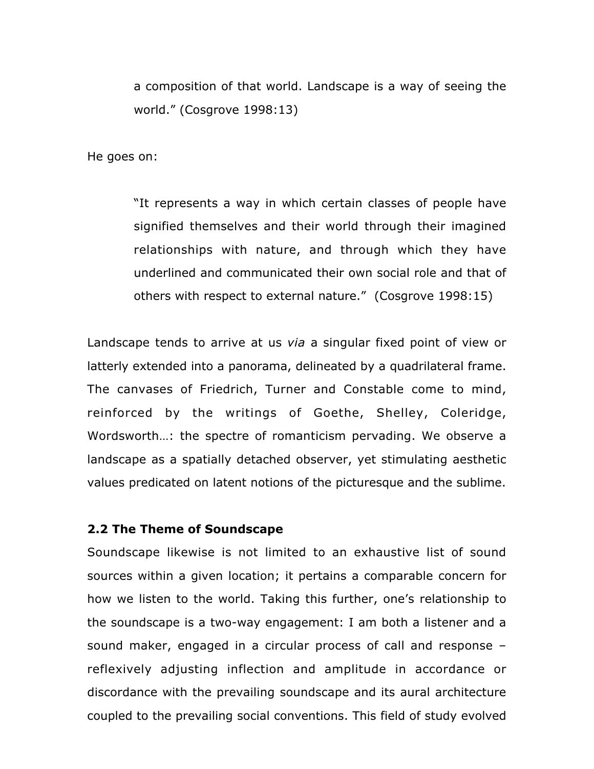> a composition of that world. Landscape is a way of seeing the world." (Cosgrove 1998:13)

He goes on:

> "It represents a way in which certain classes of people have signified themselves and their world through their imagined relationships with nature, and through which they have underlined and communicated their own social role and that of others with respect to external nature." (Cosgrove 1998:15)

Landscape tends to arrive at us *via* a singular fixed point of view or latterly extended into a panorama, delineated by a quadrilateral frame. The canvases of Friedrich, Turner and Constable come to mind, reinforced by the writings of Goethe, Shelley, Coleridge, Wordsworth…: the spectre of romanticism pervading. We observe a landscape as a spatially detached observer, yet stimulating aesthetic values predicated on latent notions of the picturesque and the sublime.

### 2.2 The Theme of Soundscape

Soundscape likewise is not limited to an exhaustive list of sound sources within a given location; it pertains a comparable concern for how we listen to the world. Taking this further, one's relationship to the soundscape is a two-way engagement: I am both a listener and a sound maker, engaged in a circular process of call and response – reflexively adjusting inflection and amplitude in accordance or discordance with the prevailing soundscape and its aural architecture coupled to the prevailing social conventions. This field of study evolved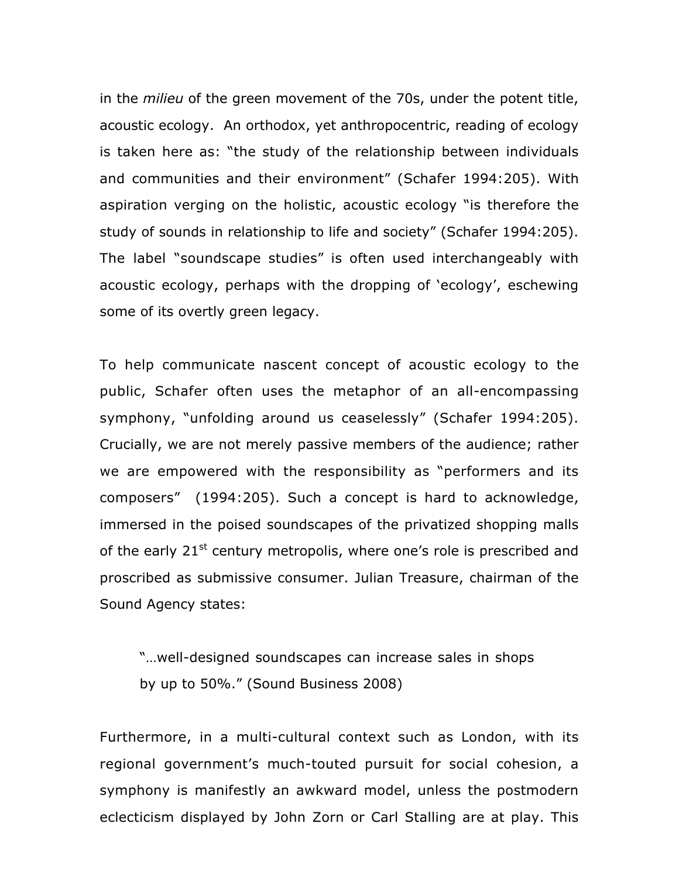in the *milieu* of the green movement of the 70s, under the potent title, acoustic ecology. An orthodox, yet anthropocentric, reading of ecology is taken here as: "the study of the relationship between individuals and communities and their environment" (Schafer 1994:205). With aspiration verging on the holistic, acoustic ecology "is therefore the study of sounds in relationship to life and society" (Schafer 1994:205). The label "soundscape studies" is often used interchangeably with acoustic ecology, perhaps with the dropping of 'ecology', eschewing some of its overtly green legacy.

To help communicate nascent concept of acoustic ecology to the public, Schafer often uses the metaphor of an all-encompassing symphony, "unfolding around us ceaselessly" (Schafer 1994:205). Crucially, we are not merely passive members of the audience; rather we are empowered with the responsibility as "performers and its composers" (1994:205). Such a concept is hard to acknowledge, immersed in the poised soundscapes of the privatized shopping malls of the early 21st century metropolis, where one's role is prescribed and proscribed as submissive consumer. Julian Treasure, chairman of the Sound Agency states:

> "…well-designed soundscapes can increase sales in shops by up to 50%." (Sound Business 2008)

Furthermore, in a multi-cultural context such as London, with its regional government's much-touted pursuit for social cohesion, a symphony is manifestly an awkward model, unless the postmodern eclecticism displayed by John Zorn or Carl Stalling are at play. This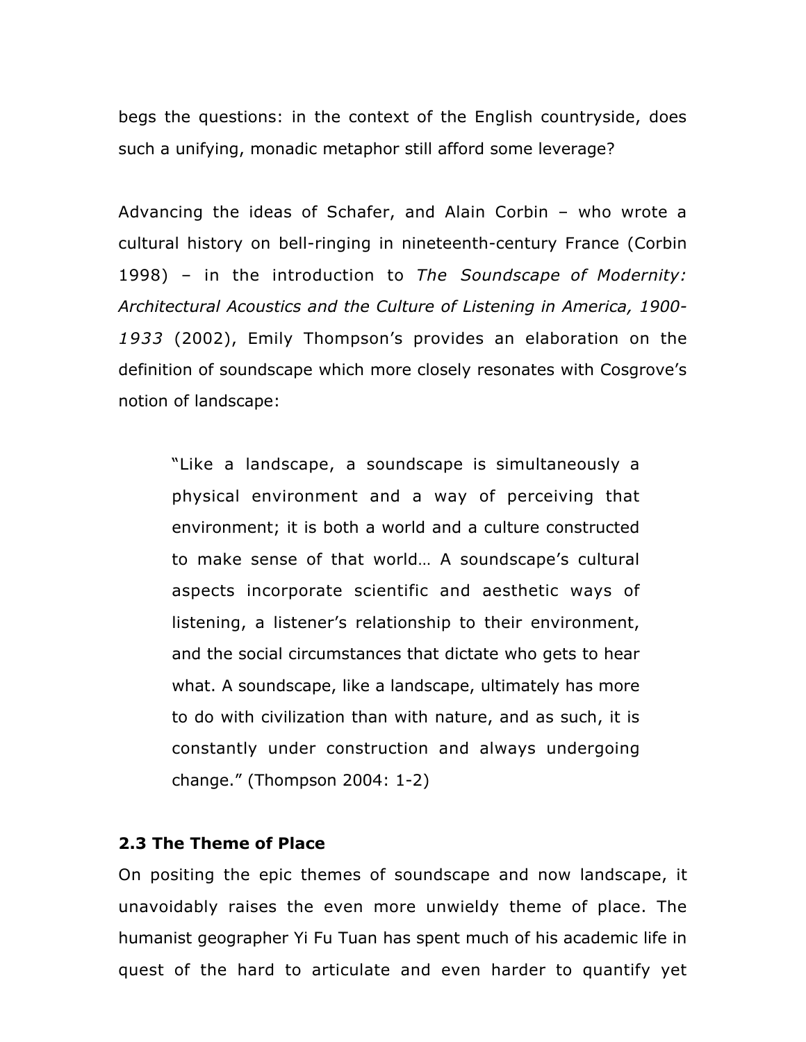begs the questions: in the context of the English countryside, does such a unifying, monadic metaphor still afford some leverage?

Advancing the ideas of Schafer, and Alain Corbin – who wrote a cultural history on bell-ringing in nineteenth-century France (Corbin 1998) – in the introduction to *The Soundscape of Modernity: Architectural Acoustics and the Culture of Listening in America, 1900-1933* (2002), Emily Thompson's provides an elaboration on the definition of soundscape which more closely resonates with Cosgrove's notion of landscape:

> "Like a landscape, a soundscape is simultaneously a physical environment and a way of perceiving that environment; it is both a world and a culture constructed to make sense of that world… A soundscape's cultural aspects incorporate scientific and aesthetic ways of listening, a listener's relationship to their environment, and the social circumstances that dictate who gets to hear what. A soundscape, like a landscape, ultimately has more to do with civilization than with nature, and as such, it is constantly under construction and always undergoing change." (Thompson 2004: 1-2)

### 2.3 The Theme of Place

On positing the epic themes of soundscape and now landscape, it unavoidably raises the even more unwieldy theme of place. The humanist geographer Yi Fu Tuan has spent much of his academic life in quest of the hard to articulate and even harder to quantify yet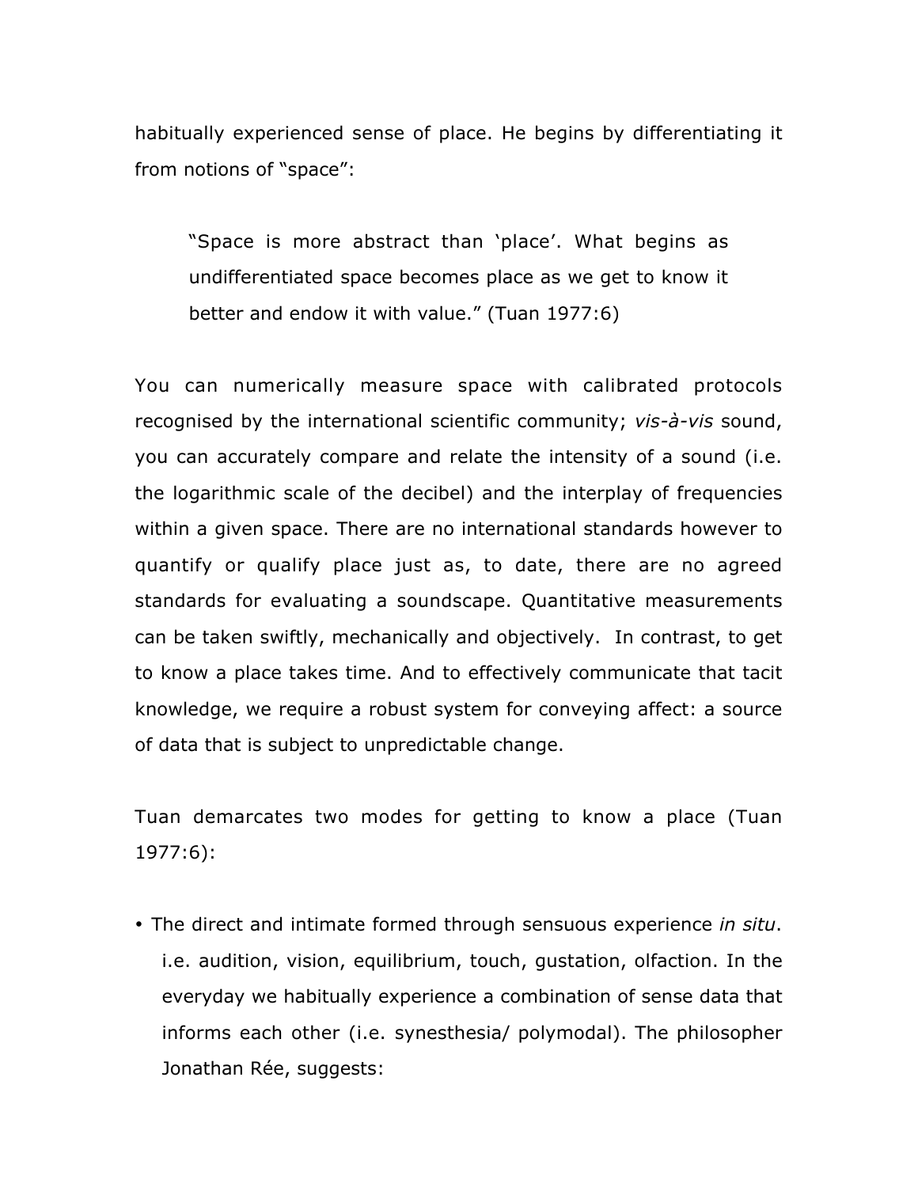habitually experienced sense of place. He begins by differentiating it from notions of "space":

> "Space is more abstract than 'place'. What begins as undifferentiated space becomes place as we get to know it better and endow it with value." (Tuan 1977:6)

You can numerically measure space with calibrated protocols recognised by the international scientific community; *vis-à-vis* sound, you can accurately compare and relate the intensity of a sound (i.e. the logarithmic scale of the decibel) and the interplay of frequencies within a given space. There are no international standards however to quantify or qualify place just as, to date, there are no agreed standards for evaluating a soundscape. Quantitative measurements can be taken swiftly, mechanically and objectively. In contrast, to get to know a place takes time. And to effectively communicate that tacit knowledge, we require a robust system for conveying affect: a source of data that is subject to unpredictable change.

Tuan demarcates two modes for getting to know a place (Tuan 1977:6):

• The direct and intimate formed through sensuous experience *in situ*. i.e. audition, vision, equilibrium, touch, gustation, olfaction. In the everyday we habitually experience a combination of sense data that informs each other (i.e. synesthesia/ polymodal). The philosopher Jonathan Rée, suggests: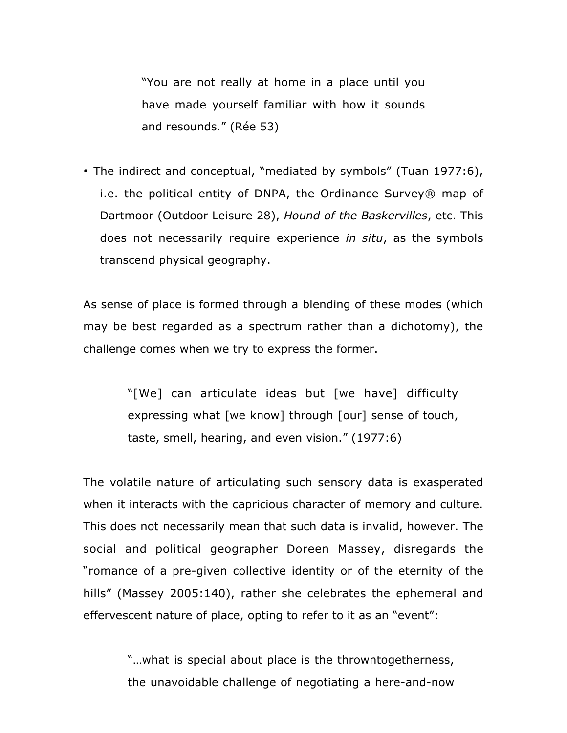> "You are not really at home in a place until you have made yourself familiar with how it sounds and resounds." (Rée 53)

- The indirect and conceptual, "mediated by symbols" (Tuan 1977:6), i.e. the political entity of DNPA, the Ordinance Survey® map of Dartmoor (Outdoor Leisure 28), *Hound of the Baskervilles*, etc. This does not necessarily require experience *in situ*, as the symbols transcend physical geography.

As sense of place is formed through a blending of these modes (which may be best regarded as a spectrum rather than a dichotomy), the challenge comes when we try to express the former.

> "[We] can articulate ideas but [we have] difficulty expressing what [we know] through [our] sense of touch, taste, smell, hearing, and even vision." (1977:6)

The volatile nature of articulating such sensory data is exasperated when it interacts with the capricious character of memory and culture. This does not necessarily mean that such data is invalid, however. The social and political geographer Doreen Massey, disregards the "romance of a pre-given collective identity or of the eternity of the hills" (Massey 2005:140), rather she celebrates the ephemeral and effervescent nature of place, opting to refer to it as an "event":

> "…what is special about place is the throwntogetherness, the unavoidable challenge of negotiating a here-and-now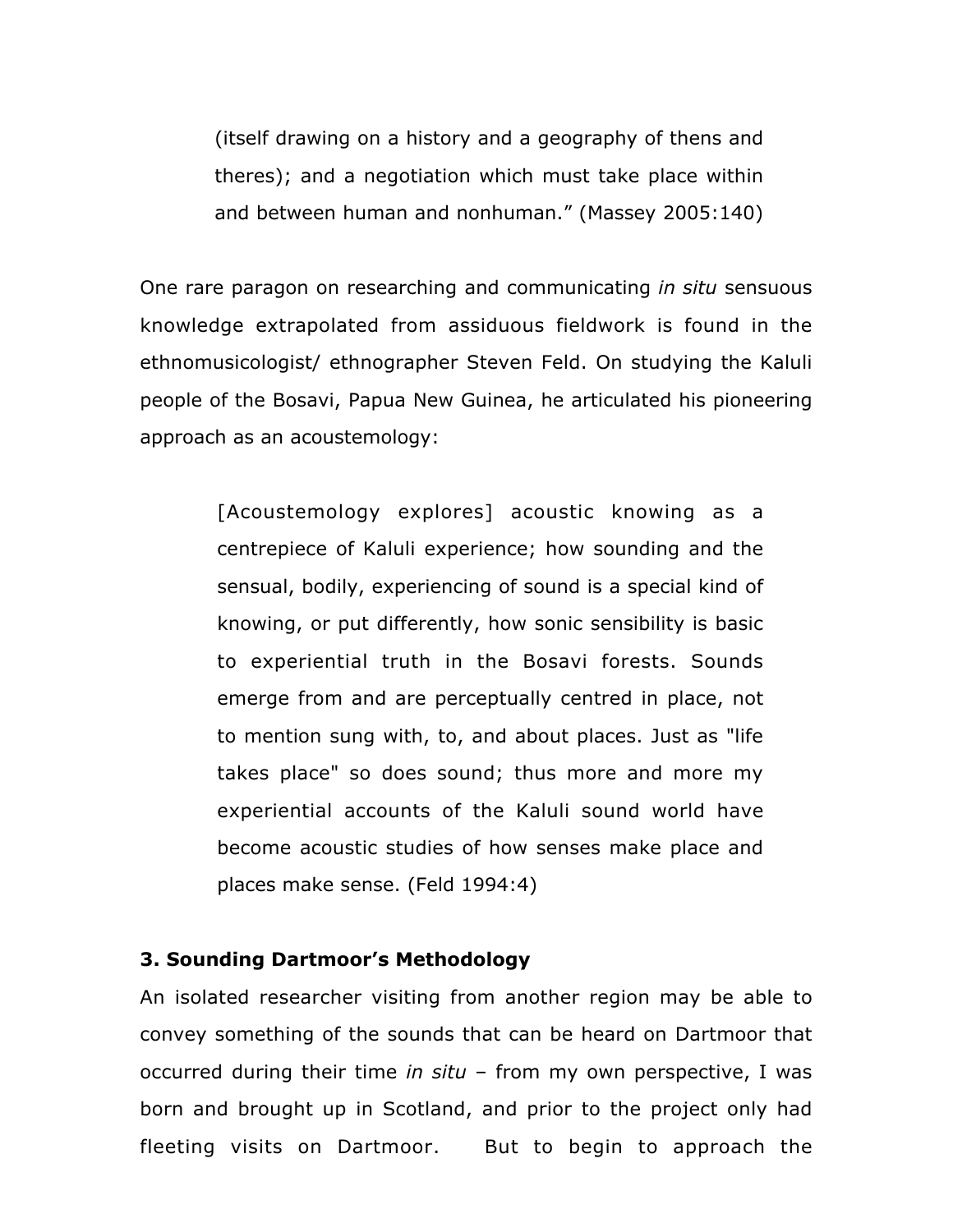> (itself drawing on a history and a geography of thens and theres); and a negotiation which must take place within and between human and nonhuman." (Massey 2005:140)

One rare paragon on researching and communicating *in situ* sensuous knowledge extrapolated from assiduous fieldwork is found in the ethnomusicologist/ ethnographer Steven Feld. On studying the Kaluli people of the Bosavi, Papua New Guinea, he articulated his pioneering approach as an acoustemology:

> [Acoustemology explores] acoustic knowing as a centrepiece of Kaluli experience; how sounding and the sensual, bodily, experiencing of sound is a special kind of knowing, or put differently, how sonic sensibility is basic to experiential truth in the Bosavi forests. Sounds emerge from and are perceptually centred in place, not to mention sung with, to, and about places. Just as "life takes place" so does sound; thus more and more my experiential accounts of the Kaluli sound world have become acoustic studies of how senses make place and places make sense. (Feld 1994:4)

### 3. Sounding Dartmoor's Methodology

An isolated researcher visiting from another region may be able to convey something of the sounds that can be heard on Dartmoor that occurred during their time *in situ* – from my own perspective, I was born and brought up in Scotland, and prior to the project only had fleeting visits on Dartmoor. But to begin to approach the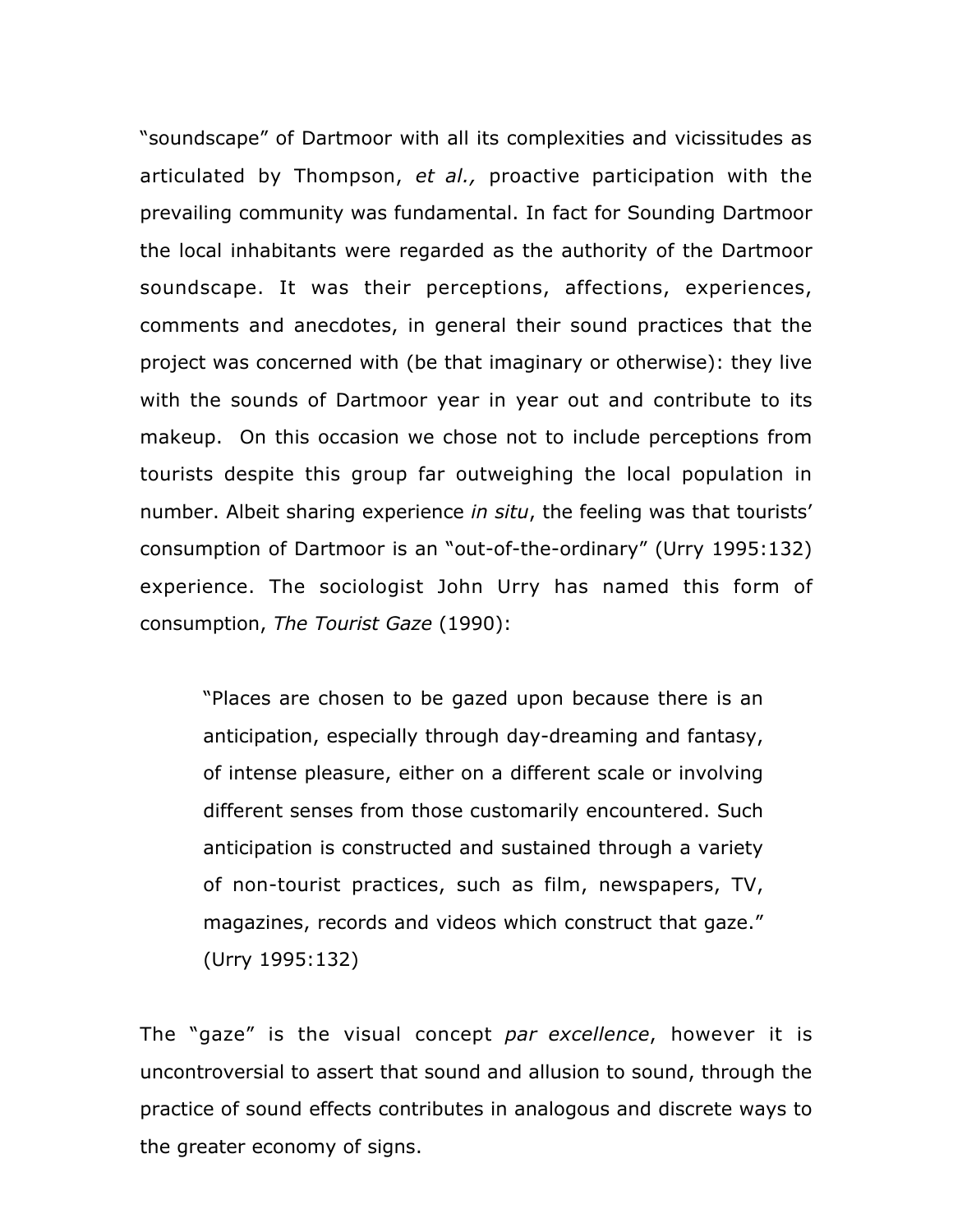"soundscape" of Dartmoor with all its complexities and vicissitudes as articulated by Thompson, *et al.,* proactive participation with the prevailing community was fundamental. In fact for Sounding Dartmoor the local inhabitants were regarded as the authority of the Dartmoor soundscape. It was their perceptions, affections, experiences, comments and anecdotes, in general their sound practices that the project was concerned with (be that imaginary or otherwise): they live with the sounds of Dartmoor year in year out and contribute to its makeup. On this occasion we chose not to include perceptions from tourists despite this group far outweighing the local population in number. Albeit sharing experience *in situ*, the feeling was that tourists' consumption of Dartmoor is an "out-of-the-ordinary" (Urry 1995:132) experience. The sociologist John Urry has named this form of consumption, *The Tourist Gaze* (1990):

> "Places are chosen to be gazed upon because there is an anticipation, especially through day-dreaming and fantasy, of intense pleasure, either on a different scale or involving different senses from those customarily encountered. Such anticipation is constructed and sustained through a variety of non-tourist practices, such as film, newspapers, TV, magazines, records and videos which construct that gaze." (Urry 1995:132)

The "gaze" is the visual concept *par excellence*, however it is uncontroversial to assert that sound and allusion to sound, through the practice of sound effects contributes in analogous and discrete ways to the greater economy of signs.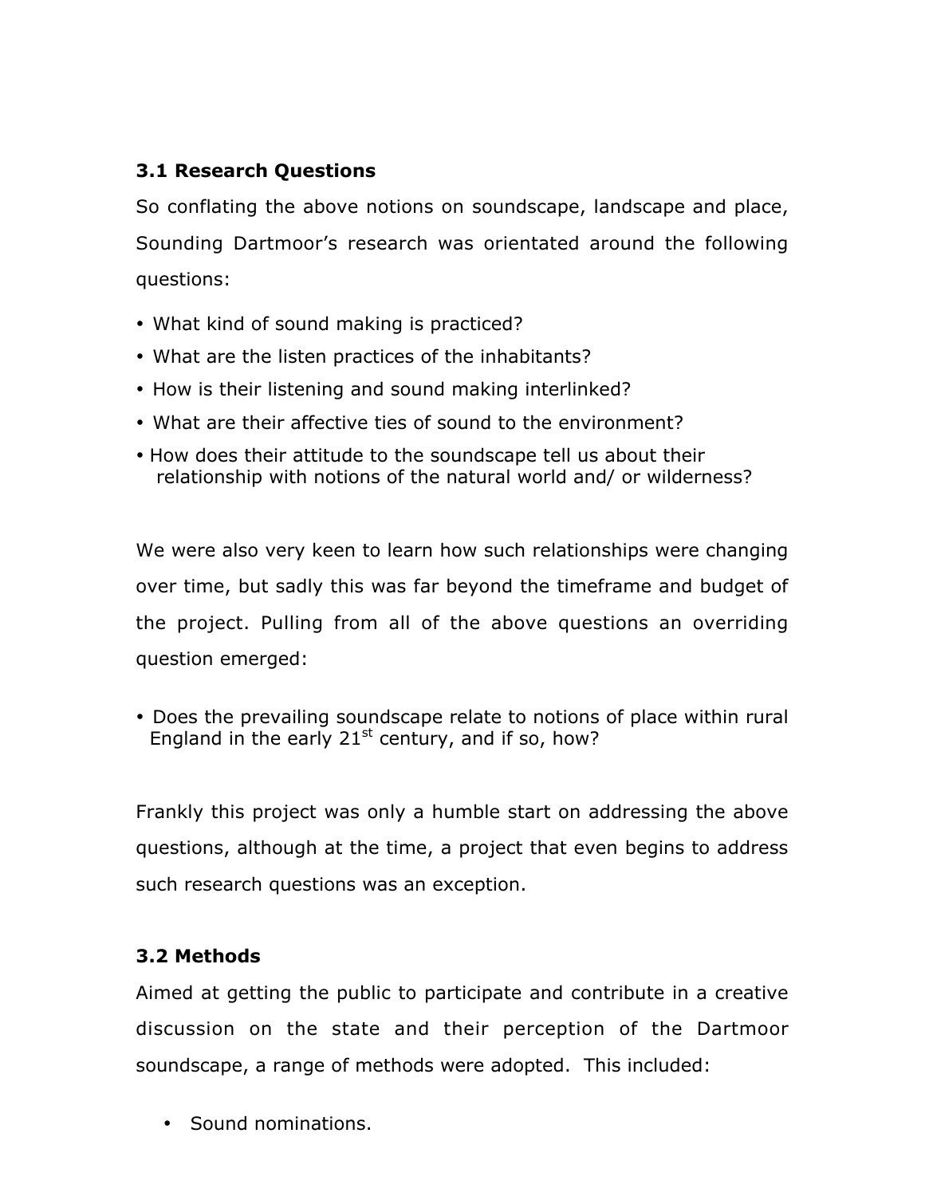### 3.1 Research Questions

So conflating the above notions on soundscape, landscape and place, Sounding Dartmoor's research was orientated around the following questions:

- What kind of sound making is practiced?
- What are the listen practices of the inhabitants?
- How is their listening and sound making interlinked?
- What are their affective ties of sound to the environment?
- How does their attitude to the soundscape tell us about their relationship with notions of the natural world and/ or wilderness?

We were also very keen to learn how such relationships were changing over time, but sadly this was far beyond the timeframe and budget of the project. Pulling from all of the above questions an overriding question emerged:

- Does the prevailing soundscape relate to notions of place within rural England in the early 21st century, and if so, how?

Frankly this project was only a humble start on addressing the above questions, although at the time, a project that even begins to address such research questions was an exception.

### 3.2 Methods

Aimed at getting the public to participate and contribute in a creative discussion on the state and their perception of the Dartmoor soundscape, a range of methods were adopted. This included:

- Sound nominations.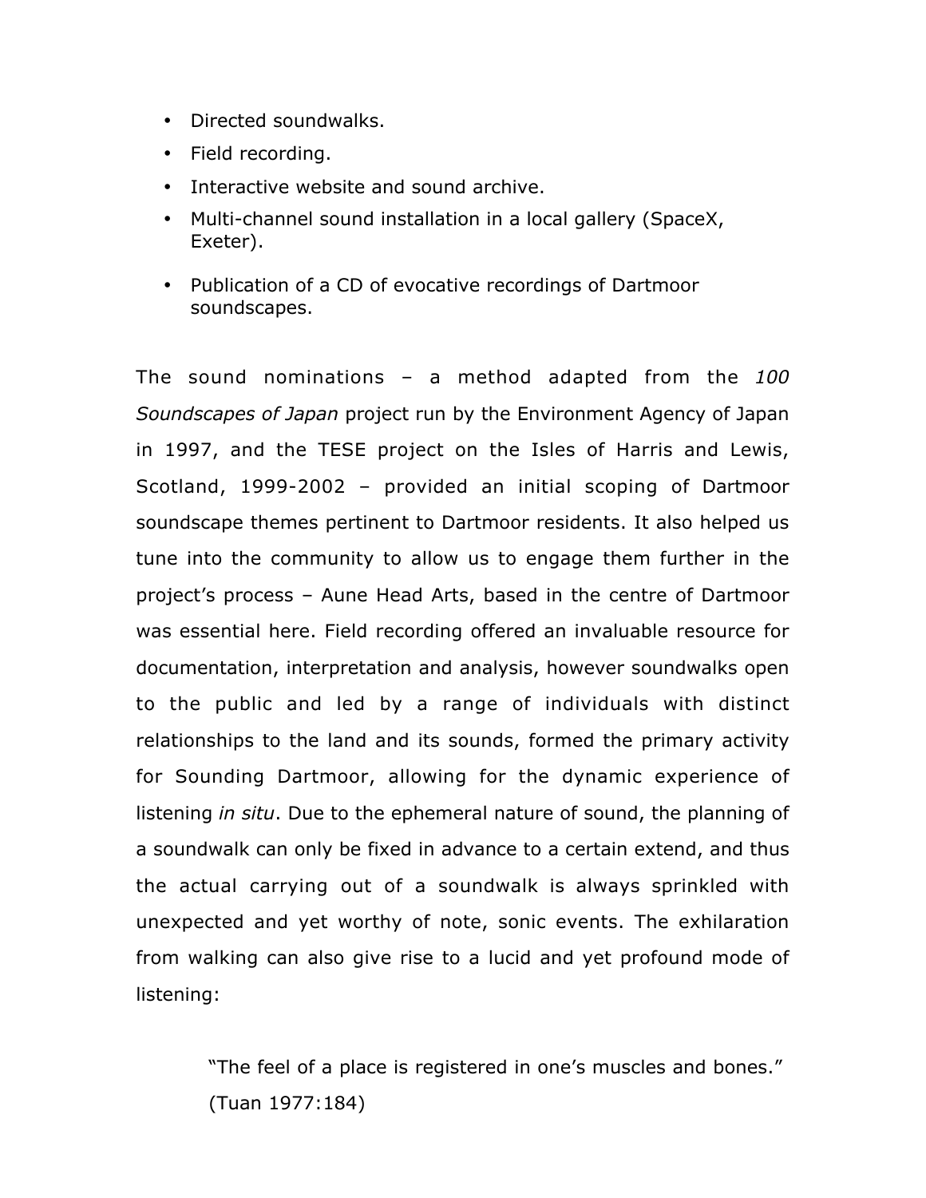- Directed soundwalks.
- Field recording.
- Interactive website and sound archive.
- Multi-channel sound installation in a local gallery (SpaceX, Exeter).
- Publication of a CD of evocative recordings of Dartmoor soundscapes.

The sound nominations – a method adapted from the *100 Soundscapes of Japan* project run by the Environment Agency of Japan in 1997, and the TESE project on the Isles of Harris and Lewis, Scotland, 1999-2002 – provided an initial scoping of Dartmoor soundscape themes pertinent to Dartmoor residents. It also helped us tune into the community to allow us to engage them further in the project's process – Aune Head Arts, based in the centre of Dartmoor was essential here. Field recording offered an invaluable resource for documentation, interpretation and analysis, however soundwalks open to the public and led by a range of individuals with distinct relationships to the land and its sounds, formed the primary activity for Sounding Dartmoor, allowing for the dynamic experience of listening *in situ*. Due to the ephemeral nature of sound, the planning of a soundwalk can only be fixed in advance to a certain extend, and thus the actual carrying out of a soundwalk is always sprinkled with unexpected and yet worthy of note, sonic events. The exhilaration from walking can also give rise to a lucid and yet profound mode of listening:

> "The feel of a place is registered in one's muscles and bones." (Tuan 1977:184)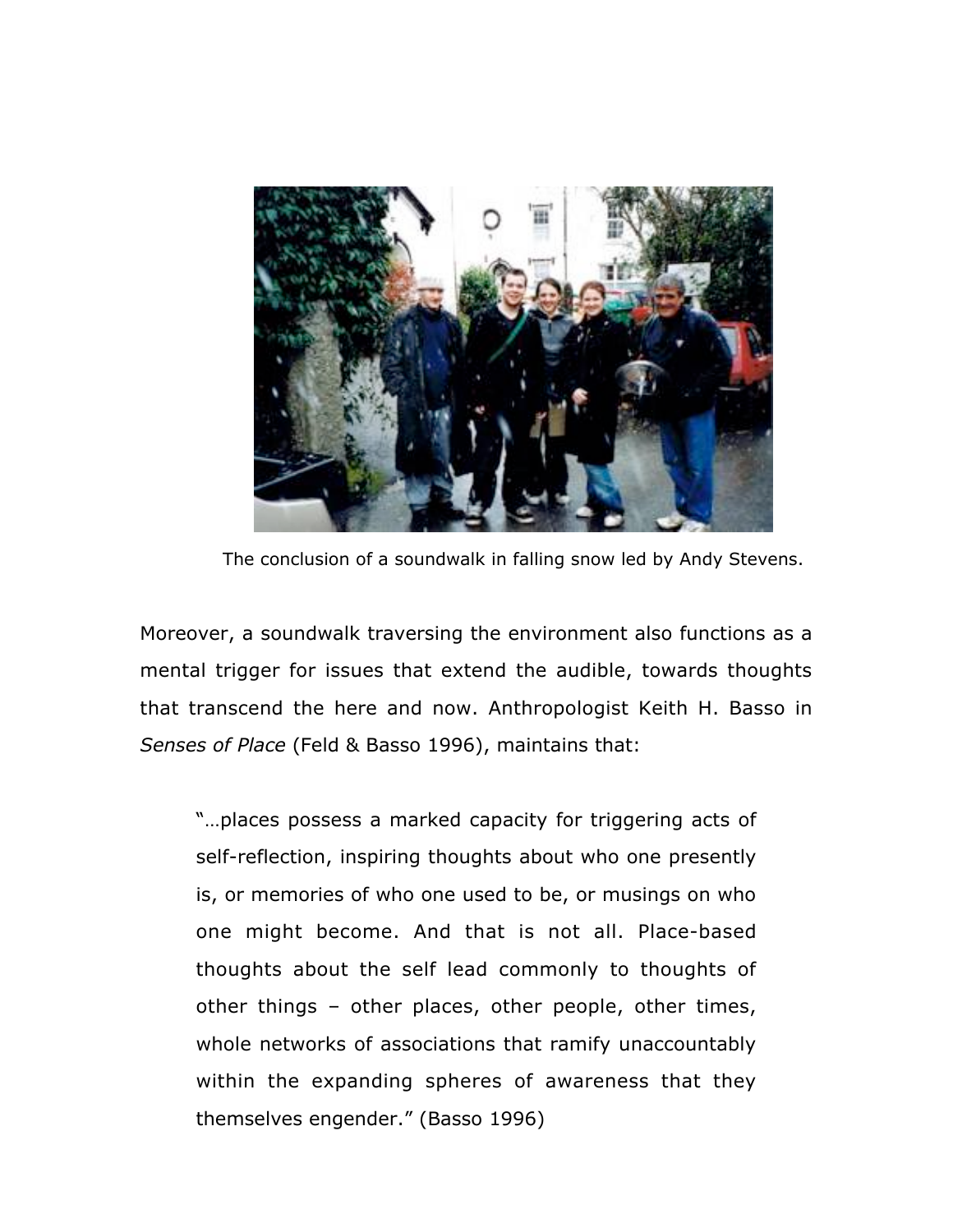The conclusion of a soundwalk in falling snow led by Andy Stevens.

Moreover, a soundwalk traversing the environment also functions as a mental trigger for issues that extend the audible, towards thoughts that transcend the here and now. Anthropologist Keith H. Basso in *Senses of Place* (Feld & Basso 1996), maintains that:

> "…places possess a marked capacity for triggering acts of self-reflection, inspiring thoughts about who one presently is, or memories of who one used to be, or musings on who one might become. And that is not all. Place-based thoughts about the self lead commonly to thoughts of other things – other places, other people, other times, whole networks of associations that ramify unaccountably within the expanding spheres of awareness that they themselves engender." (Basso 1996)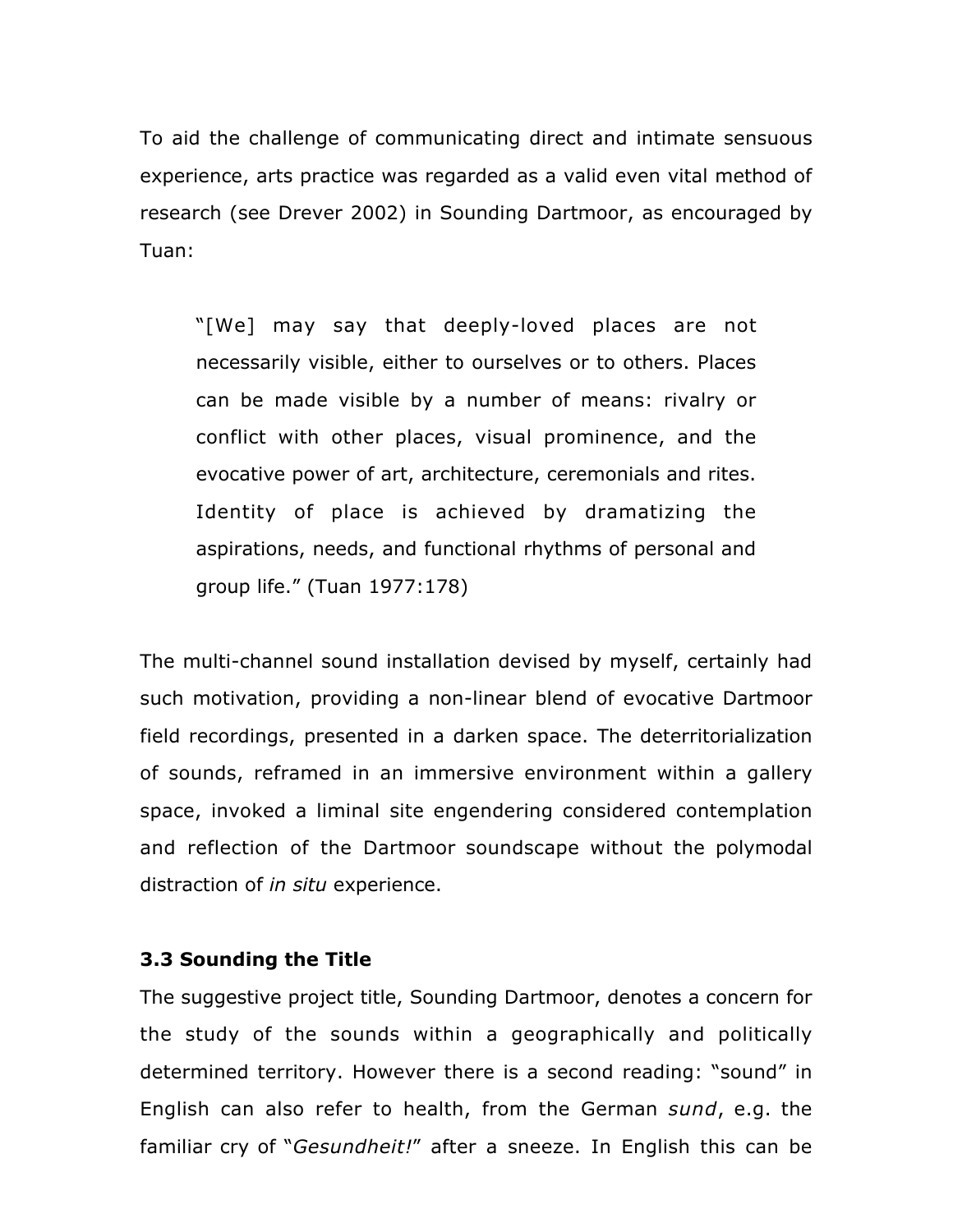To aid the challenge of communicating direct and intimate sensuous experience, arts practice was regarded as a valid even vital method of research (see Drever 2002) in Sounding Dartmoor, as encouraged by Tuan:

> "[We] may say that deeply-loved places are not necessarily visible, either to ourselves or to others. Places can be made visible by a number of means: rivalry or conflict with other places, visual prominence, and the evocative power of art, architecture, ceremonials and rites. Identity of place is achieved by dramatizing the aspirations, needs, and functional rhythms of personal and group life." (Tuan 1977:178)

The multi-channel sound installation devised by myself, certainly had such motivation, providing a non-linear blend of evocative Dartmoor field recordings, presented in a darken space. The deterritorialization of sounds, reframed in an immersive environment within a gallery space, invoked a liminal site engendering considered contemplation and reflection of the Dartmoor soundscape without the polymodal distraction of *in situ* experience.

### 3.3 Sounding the Title

The suggestive project title, Sounding Dartmoor, denotes a concern for the study of the sounds within a geographically and politically determined territory. However there is a second reading: "sound" in English can also refer to health, from the German *sund*, e.g. the familiar cry of "*Gesundheit!*" after a sneeze. In English this can be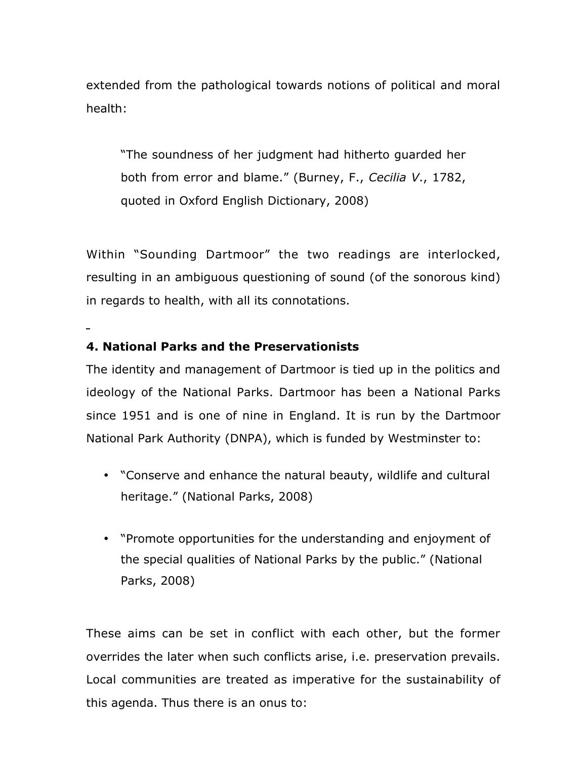extended from the pathological towards notions of political and moral health:

> "The soundness of her judgment had hitherto guarded her both from error and blame." (Burney, F., *Cecilia V.*, 1782, quoted in Oxford English Dictionary, 2008)

Within "Sounding Dartmoor" the two readings are interlocked, resulting in an ambiguous questioning of sound (of the sonorous kind) in regards to health, with all its connotations.

## 4. National Parks and the Preservationists

The identity and management of Dartmoor is tied up in the politics and ideology of the National Parks. Dartmoor has been a National Parks since 1951 and is one of nine in England. It is run by the Dartmoor National Park Authority (DNPA), which is funded by Westminster to:

- "Conserve and enhance the natural beauty, wildlife and cultural heritage." (National Parks, 2008)
- "Promote opportunities for the understanding and enjoyment of the special qualities of National Parks by the public." (National Parks, 2008)

These aims can be set in conflict with each other, but the former overrides the later when such conflicts arise, i.e. preservation prevails. Local communities are treated as imperative for the sustainability of this agenda. Thus there is an onus to: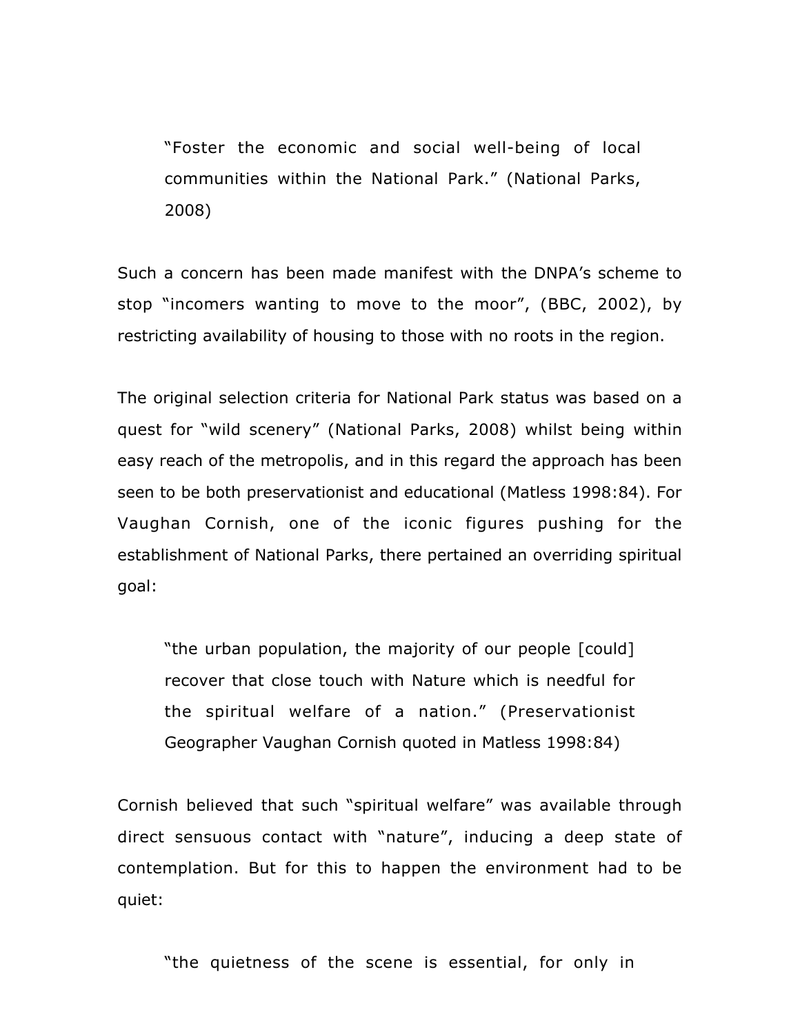> "Foster the economic and social well-being of local communities within the National Park." (National Parks, 2008)

Such a concern has been made manifest with the DNPA's scheme to stop "incomers wanting to move to the moor", (BBC, 2002), by restricting availability of housing to those with no roots in the region.

The original selection criteria for National Park status was based on a quest for "wild scenery" (National Parks, 2008) whilst being within easy reach of the metropolis, and in this regard the approach has been seen to be both preservationist and educational (Matless 1998:84). For Vaughan Cornish, one of the iconic figures pushing for the establishment of National Parks, there pertained an overriding spiritual goal:

> "the urban population, the majority of our people [could] recover that close touch with Nature which is needful for the spiritual welfare of a nation." (Preservationist Geographer Vaughan Cornish quoted in Matless 1998:84)

Cornish believed that such "spiritual welfare" was available through direct sensuous contact with "nature", inducing a deep state of contemplation. But for this to happen the environment had to be quiet:

> "the quietness of the scene is essential, for only in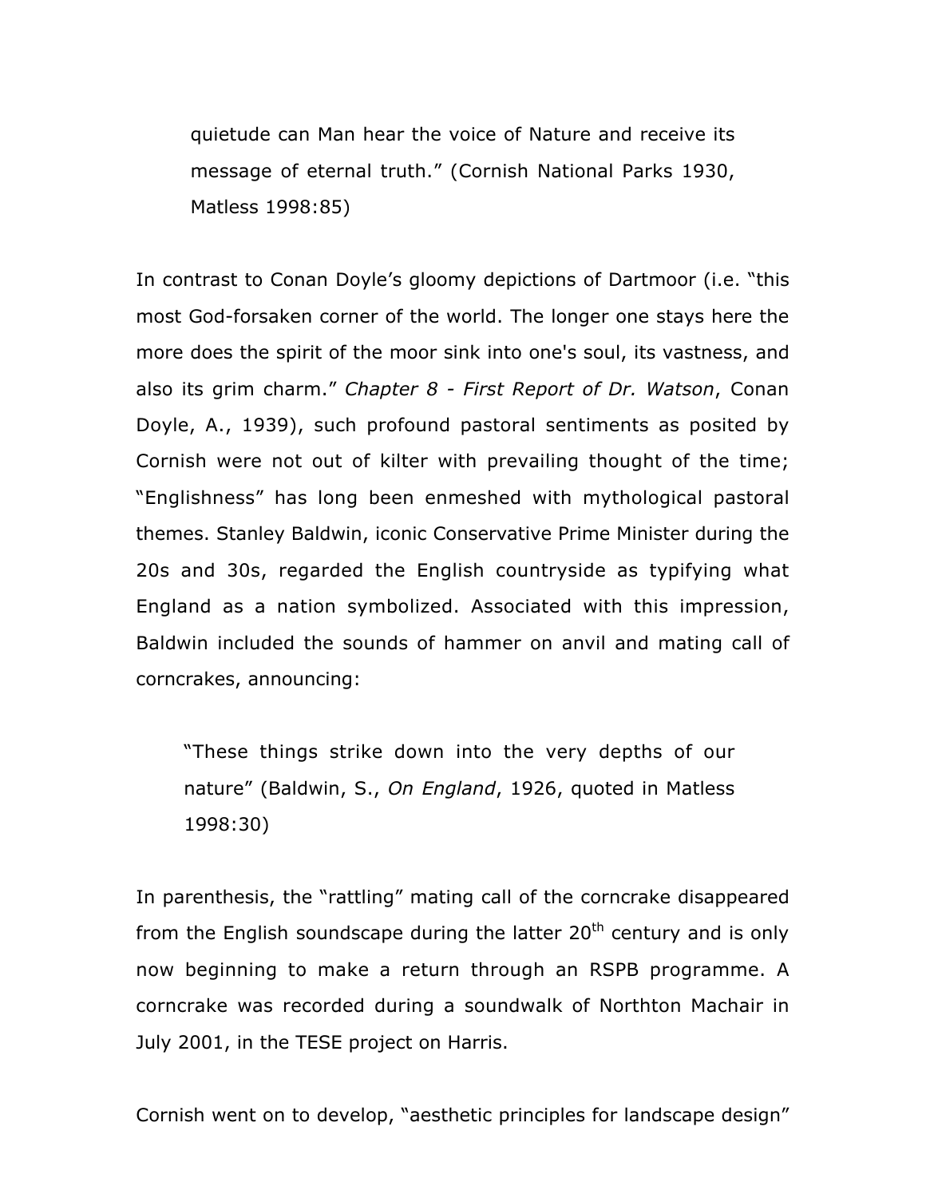> quietude can Man hear the voice of Nature and receive its message of eternal truth." (Cornish National Parks 1930, Matless 1998:85)

In contrast to Conan Doyle's gloomy depictions of Dartmoor (i.e. "this most God-forsaken corner of the world. The longer one stays here the more does the spirit of the moor sink into one's soul, its vastness, and also its grim charm." *Chapter 8 - First Report of Dr. Watson*, Conan Doyle, A., 1939), such profound pastoral sentiments as posited by Cornish were not out of kilter with prevailing thought of the time; "Englishness" has long been enmeshed with mythological pastoral themes. Stanley Baldwin, iconic Conservative Prime Minister during the 20s and 30s, regarded the English countryside as typifying what England as a nation symbolized. Associated with this impression, Baldwin included the sounds of hammer on anvil and mating call of corncrakes, announcing:

> "These things strike down into the very depths of our nature" (Baldwin, S., *On England*, 1926, quoted in Matless 1998:30)

In parenthesis, the "rattling" mating call of the corncrake disappeared from the English soundscape during the latter 20th century and is only now beginning to make a return through an RSPB programme. A corncrake was recorded during a soundwalk of Northton Machair in July 2001, in the TESE project on Harris.

Cornish went on to develop, "aesthetic principles for landscape design"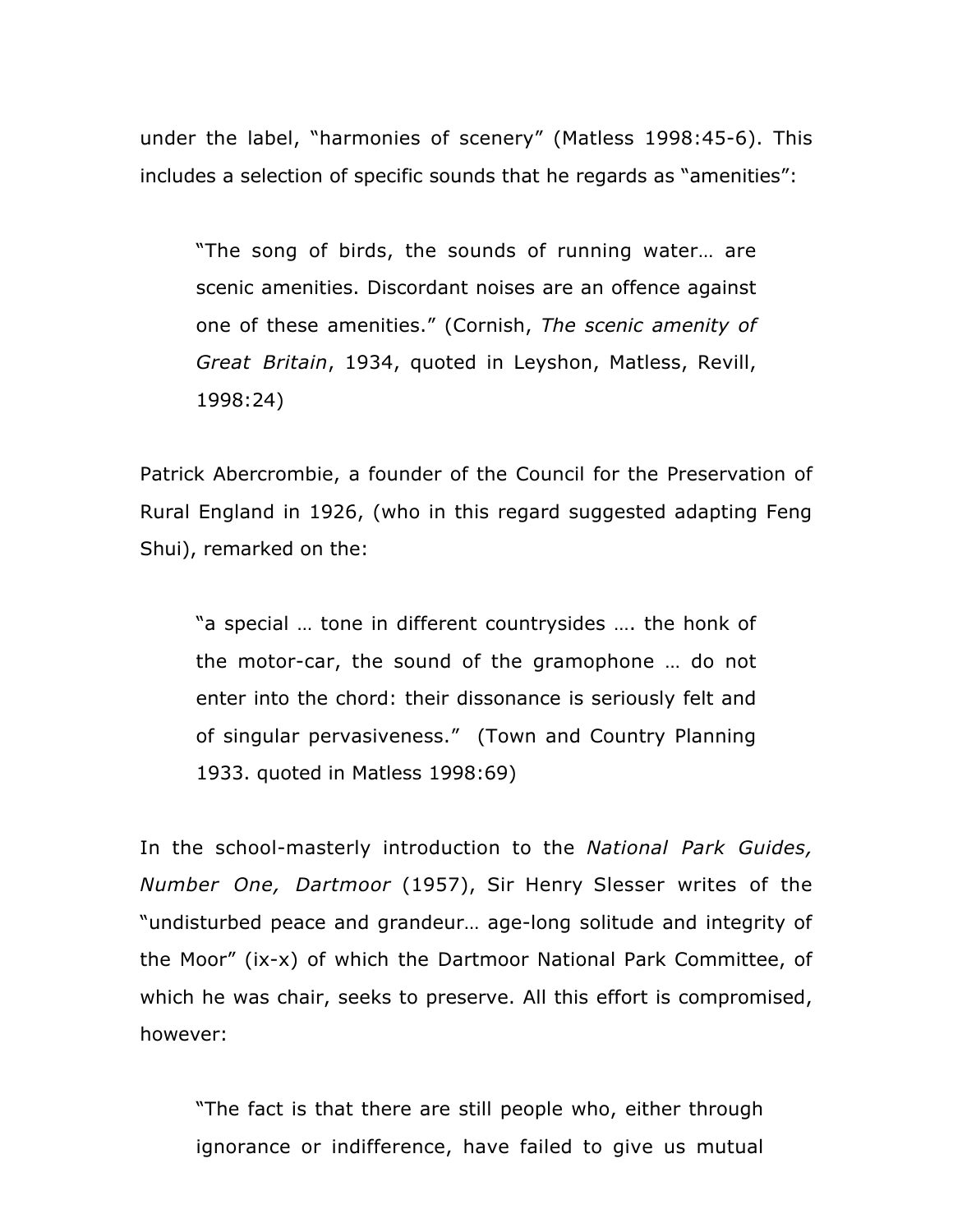under the label, "harmonies of scenery" (Matless 1998:45-6). This includes a selection of specific sounds that he regards as "amenities":

> "The song of birds, the sounds of running water… are scenic amenities. Discordant noises are an offence against one of these amenities." (Cornish, *The scenic amenity of Great Britain*, 1934, quoted in Leyshon, Matless, Revill, 1998:24)

Patrick Abercrombie, a founder of the Council for the Preservation of Rural England in 1926, (who in this regard suggested adapting Feng Shui), remarked on the:

> "a special … tone in different countrysides …. the honk of the motor-car, the sound of the gramophone … do not enter into the chord: their dissonance is seriously felt and of singular pervasiveness." (Town and Country Planning 1933. quoted in Matless 1998:69)

In the school-masterly introduction to the *National Park Guides, Number One, Dartmoor* (1957), Sir Henry Slesser writes of the "undisturbed peace and grandeur… age-long solitude and integrity of the Moor" (ix-x) of which the Dartmoor National Park Committee, of which he was chair, seeks to preserve. All this effort is compromised, however:

> "The fact is that there are still people who, either through ignorance or indifference, have failed to give us mutual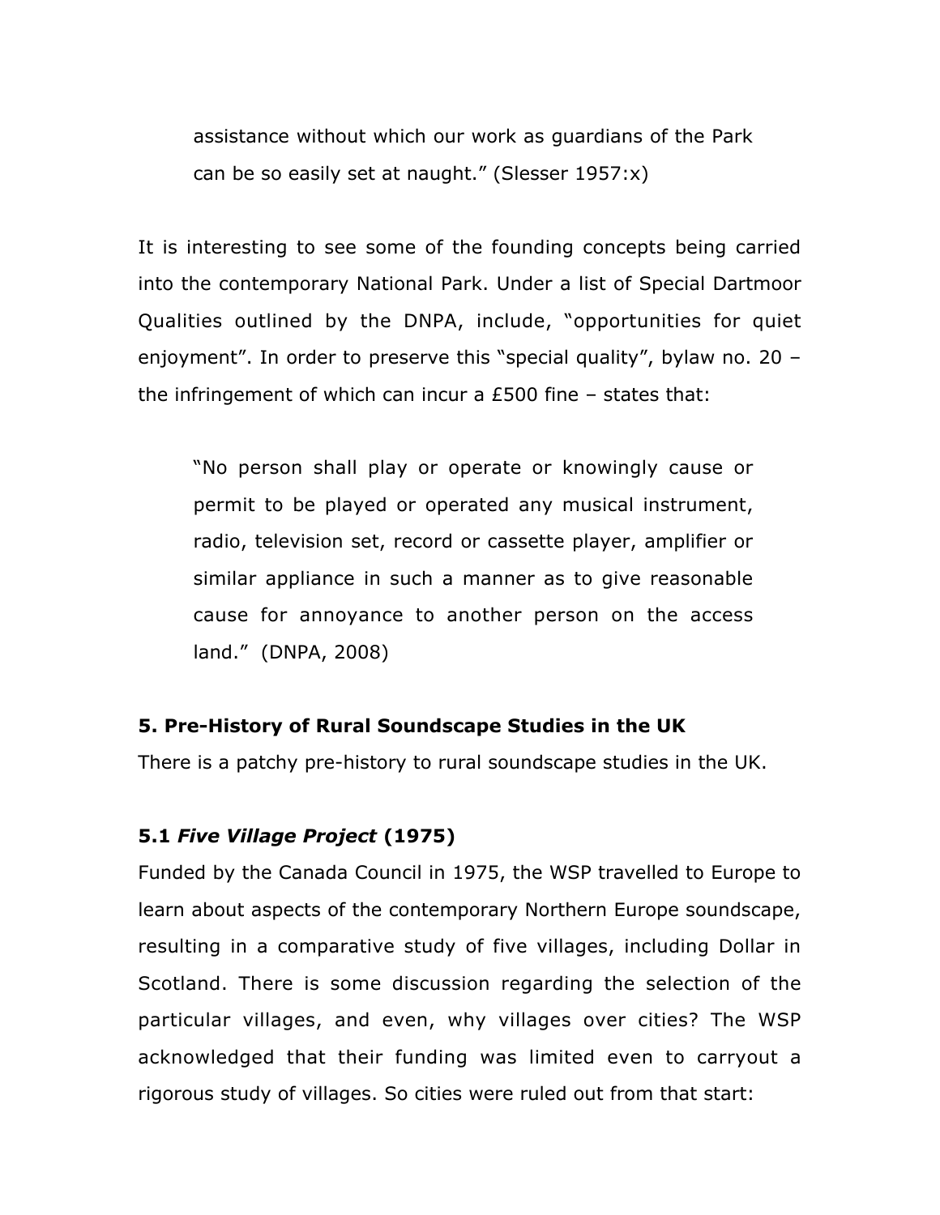> assistance without which our work as guardians of the Park can be so easily set at naught." (Slesser 1957:x)

It is interesting to see some of the founding concepts being carried into the contemporary National Park. Under a list of Special Dartmoor Qualities outlined by the DNPA, include, "opportunities for quiet enjoyment". In order to preserve this "special quality", bylaw no. 20 – the infringement of which can incur a £500 fine – states that:

> "No person shall play or operate or knowingly cause or permit to be played or operated any musical instrument, radio, television set, record or cassette player, amplifier or similar appliance in such a manner as to give reasonable cause for annoyance to another person on the access land." (DNPA, 2008)

### 5. Pre-History of Rural Soundscape Studies in the UK

There is a patchy pre-history to rural soundscape studies in the UK.

#### 5.1 *Five Village Project* (1975)

Funded by the Canada Council in 1975, the WSP travelled to Europe to learn about aspects of the contemporary Northern Europe soundscape, resulting in a comparative study of five villages, including Dollar in Scotland. There is some discussion regarding the selection of the particular villages, and even, why villages over cities? The WSP acknowledged that their funding was limited even to carryout a rigorous study of villages. So cities were ruled out from that start: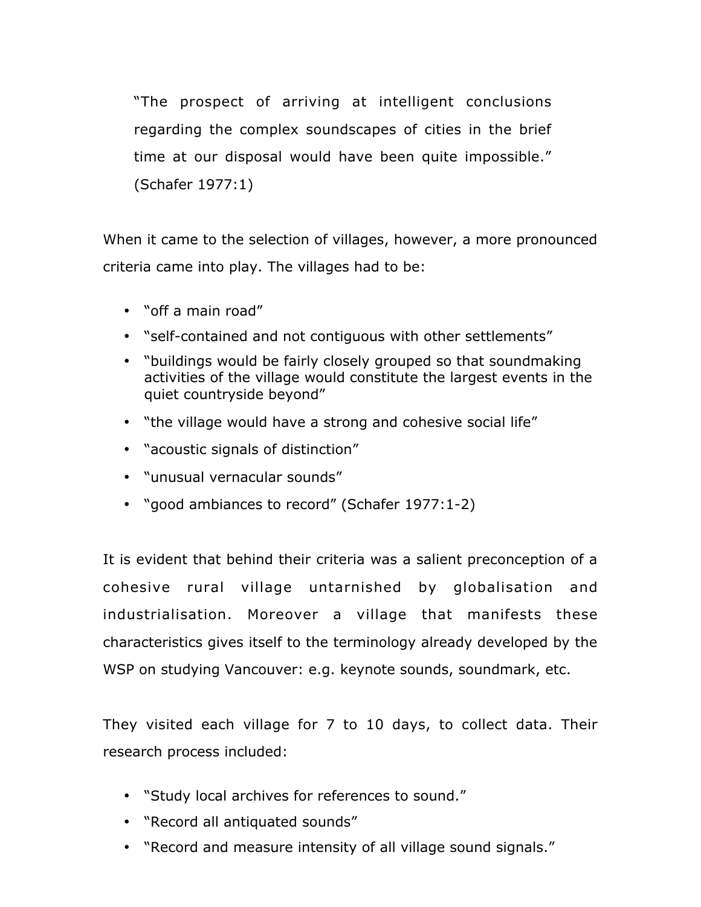> "The prospect of arriving at intelligent conclusions regarding the complex soundscapes of cities in the brief time at our disposal would have been quite impossible." (Schafer 1977:1)

When it came to the selection of villages, however, a more pronounced criteria came into play. The villages had to be:

- "off a main road"
- "self-contained and not contiguous with other settlements"
- "buildings would be fairly closely grouped so that soundmaking activities of the village would constitute the largest events in the quiet countryside beyond"
- "the village would have a strong and cohesive social life"
- "acoustic signals of distinction"
- "unusual vernacular sounds"
- "good ambiances to record" (Schafer 1977:1-2)

It is evident that behind their criteria was a salient preconception of a cohesive rural village untarnished by globalisation and industrialisation. Moreover a village that manifests these characteristics gives itself to the terminology already developed by the WSP on studying Vancouver: e.g. keynote sounds, soundmark, etc.

They visited each village for 7 to 10 days, to collect data. Their research process included:

- "Study local archives for references to sound."
- "Record all antiquated sounds"
- "Record and measure intensity of all village sound signals."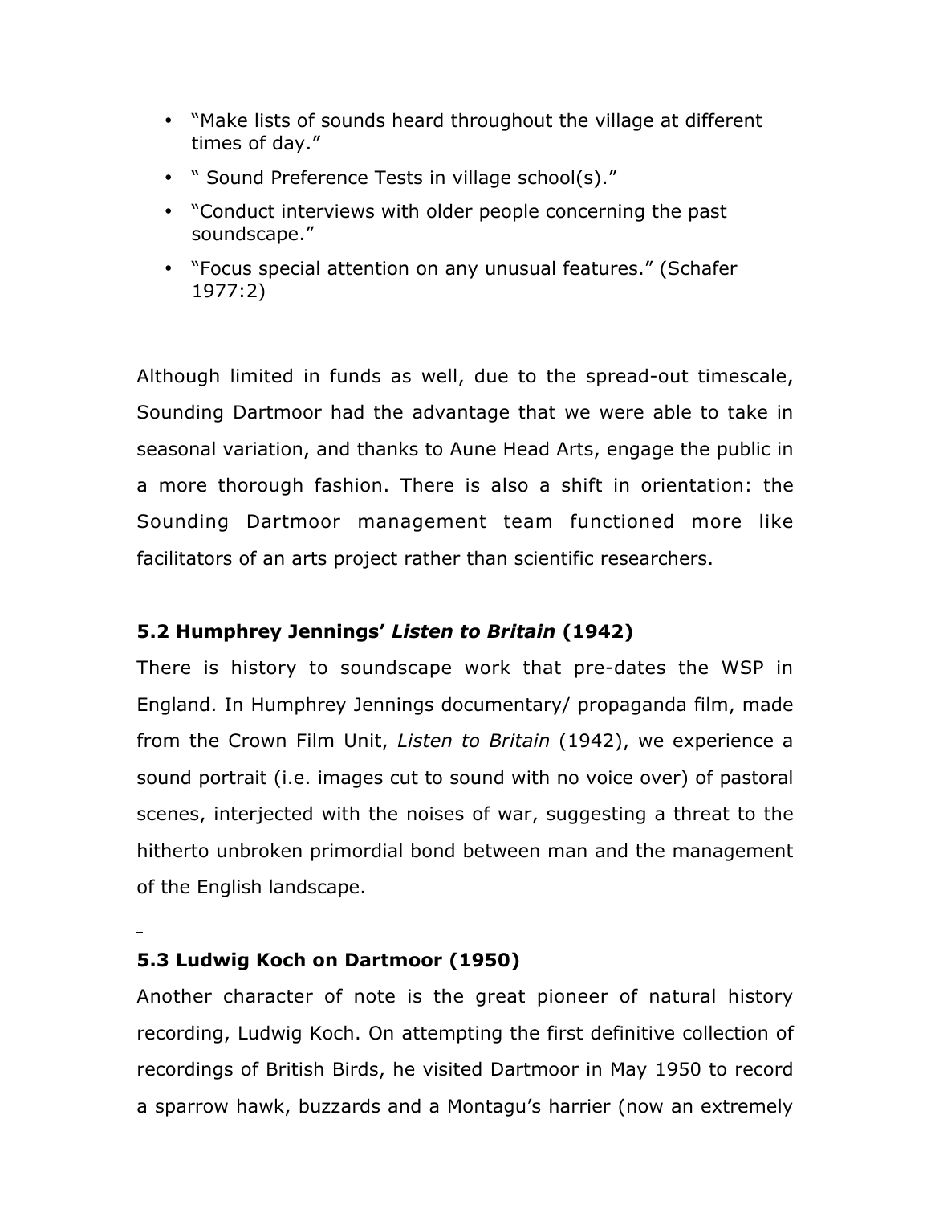- "Make lists of sounds heard throughout the village at different times of day."
- " Sound Preference Tests in village school(s)."
- "Conduct interviews with older people concerning the past soundscape."
- "Focus special attention on any unusual features." (Schafer 1977:2)

Although limited in funds as well, due to the spread-out timescale, Sounding Dartmoor had the advantage that we were able to take in seasonal variation, and thanks to Aune Head Arts, engage the public in a more thorough fashion. There is also a shift in orientation: the Sounding Dartmoor management team functioned more like facilitators of an arts project rather than scientific researchers.

### 5.2 Humphrey Jennings' *Listen to Britain* (1942)

There is history to soundscape work that pre-dates the WSP in England. In Humphrey Jennings documentary/ propaganda film, made from the Crown Film Unit, *Listen to Britain* (1942), we experience a sound portrait (i.e. images cut to sound with no voice over) of pastoral scenes, interjected with the noises of war, suggesting a threat to the hitherto unbroken primordial bond between man and the management of the English landscape.

### 5.3 Ludwig Koch on Dartmoor (1950)

Another character of note is the great pioneer of natural history recording, Ludwig Koch. On attempting the first definitive collection of recordings of British Birds, he visited Dartmoor in May 1950 to record a sparrow hawk, buzzards and a Montagu's harrier (now an extremely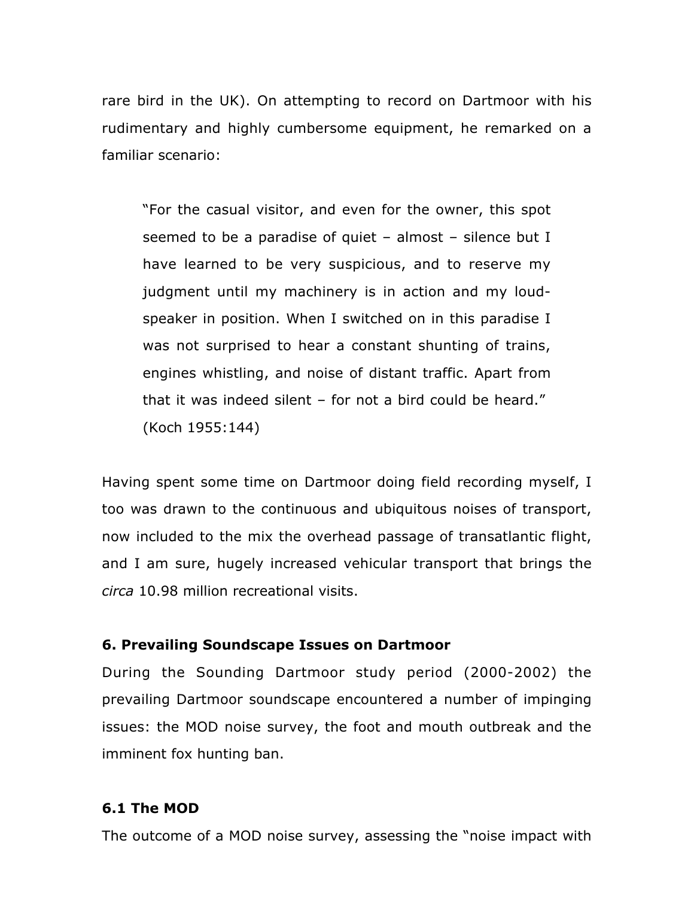rare bird in the UK). On attempting to record on Dartmoor with his rudimentary and highly cumbersome equipment, he remarked on a familiar scenario:

> "For the casual visitor, and even for the owner, this spot seemed to be a paradise of quiet – almost – silence but I have learned to be very suspicious, and to reserve my judgment until my machinery is in action and my loud-speaker in position. When I switched on in this paradise I was not surprised to hear a constant shunting of trains, engines whistling, and noise of distant traffic. Apart from that it was indeed silent – for not a bird could be heard." (Koch 1955:144)

Having spent some time on Dartmoor doing field recording myself, I too was drawn to the continuous and ubiquitous noises of transport, now included to the mix the overhead passage of transatlantic flight, and I am sure, hugely increased vehicular transport that brings the *circa* 10.98 million recreational visits.

### 6. Prevailing Soundscape Issues on Dartmoor

During the Sounding Dartmoor study period (2000-2002) the prevailing Dartmoor soundscape encountered a number of impinging issues: the MOD noise survey, the foot and mouth outbreak and the imminent fox hunting ban.

### 6.1 The MOD

The outcome of a MOD noise survey, assessing the "noise impact with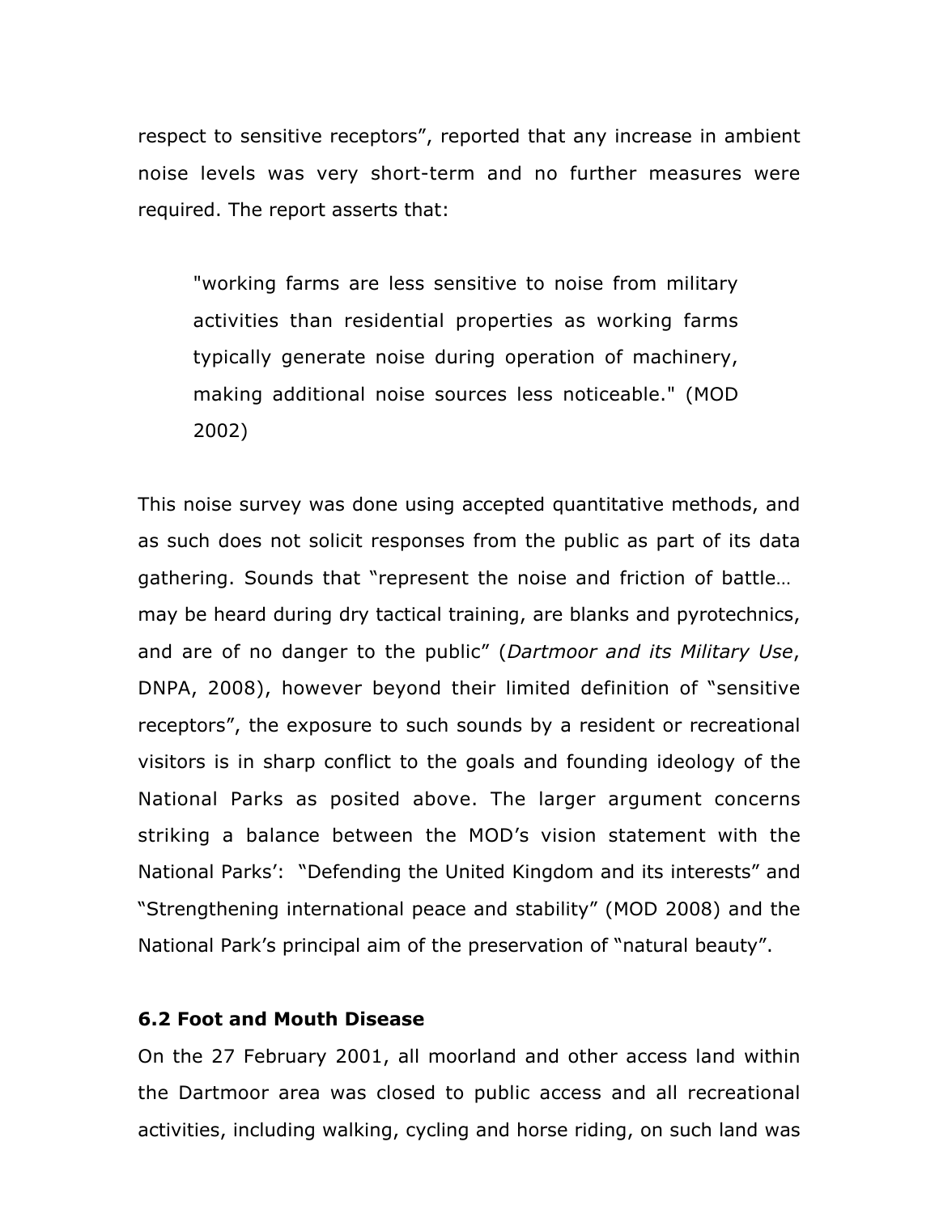respect to sensitive receptors", reported that any increase in ambient noise levels was very short-term and no further measures were required. The report asserts that:

> "working farms are less sensitive to noise from military activities than residential properties as working farms typically generate noise during operation of machinery, making additional noise sources less noticeable." (MOD 2002)

This noise survey was done using accepted quantitative methods, and as such does not solicit responses from the public as part of its data gathering. Sounds that "represent the noise and friction of battle… may be heard during dry tactical training, are blanks and pyrotechnics, and are of no danger to the public" (*Dartmoor and its Military Use*, DNPA, 2008), however beyond their limited definition of "sensitive receptors", the exposure to such sounds by a resident or recreational visitors is in sharp conflict to the goals and founding ideology of the National Parks as posited above. The larger argument concerns striking a balance between the MOD's vision statement with the National Parks': "Defending the United Kingdom and its interests" and "Strengthening international peace and stability" (MOD 2008) and the National Park's principal aim of the preservation of "natural beauty".

### 6.2 Foot and Mouth Disease

On the 27 February 2001, all moorland and other access land within the Dartmoor area was closed to public access and all recreational activities, including walking, cycling and horse riding, on such land was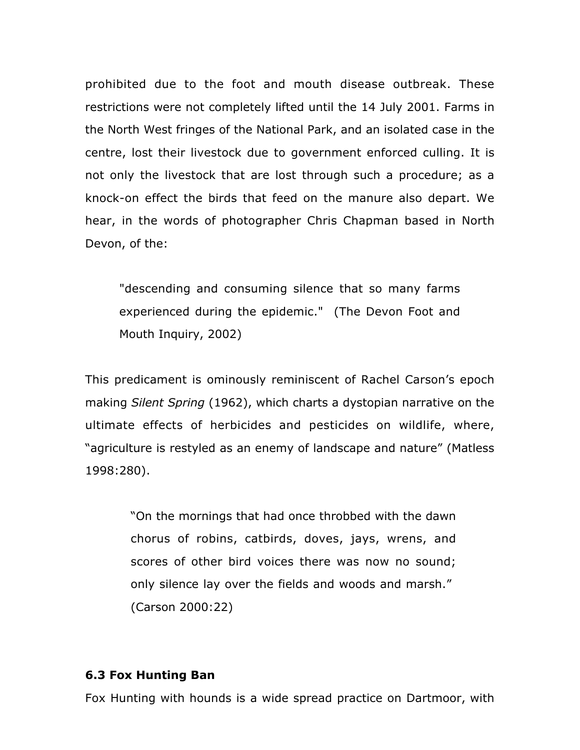prohibited due to the foot and mouth disease outbreak. These restrictions were not completely lifted until the 14 July 2001. Farms in the North West fringes of the National Park, and an isolated case in the centre, lost their livestock due to government enforced culling. It is not only the livestock that are lost through such a procedure; as a knock-on effect the birds that feed on the manure also depart. We hear, in the words of photographer Chris Chapman based in North Devon, of the:

> "descending and consuming silence that so many farms experienced during the epidemic." (The Devon Foot and Mouth Inquiry, 2002)

This predicament is ominously reminiscent of Rachel Carson's epoch making *Silent Spring* (1962), which charts a dystopian narrative on the ultimate effects of herbicides and pesticides on wildlife, where, "agriculture is restyled as an enemy of landscape and nature" (Matless 1998:280).

> "On the mornings that had once throbbed with the dawn chorus of robins, catbirds, doves, jays, wrens, and scores of other bird voices there was now no sound; only silence lay over the fields and woods and marsh." (Carson 2000:22)

### 6.3 Fox Hunting Ban

Fox Hunting with hounds is a wide spread practice on Dartmoor, with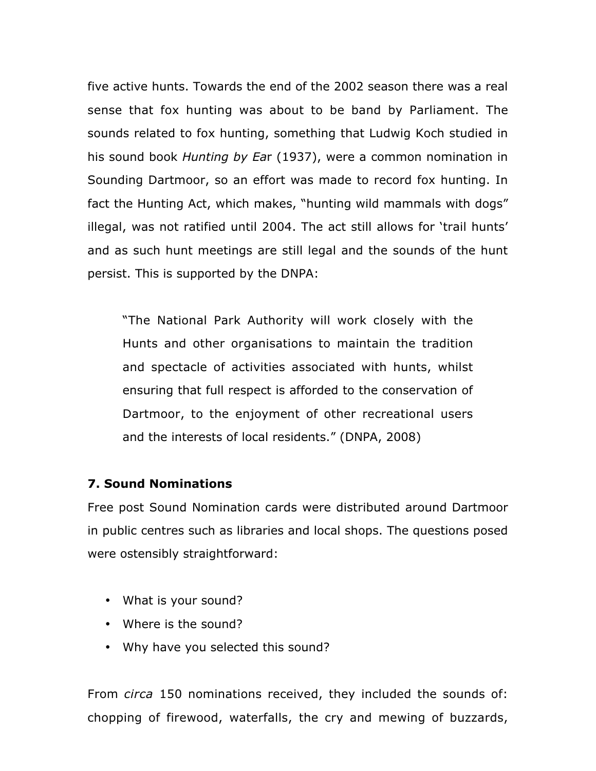five active hunts. Towards the end of the 2002 season there was a real sense that fox hunting was about to be band by Parliament. The sounds related to fox hunting, something that Ludwig Koch studied in his sound book *Hunting by Ea*r (1937), were a common nomination in Sounding Dartmoor, so an effort was made to record fox hunting. In fact the Hunting Act, which makes, "hunting wild mammals with dogs" illegal, was not ratified until 2004. The act still allows for 'trail hunts' and as such hunt meetings are still legal and the sounds of the hunt persist. This is supported by the DNPA:

> "The National Park Authority will work closely with the Hunts and other organisations to maintain the tradition and spectacle of activities associated with hunts, whilst ensuring that full respect is afforded to the conservation of Dartmoor, to the enjoyment of other recreational users and the interests of local residents." (DNPA, 2008)

## 7. Sound Nominations

Free post Sound Nomination cards were distributed around Dartmoor in public centres such as libraries and local shops. The questions posed were ostensibly straightforward:

- What is your sound?
- Where is the sound?
- Why have you selected this sound?

From *circa* 150 nominations received, they included the sounds of: chopping of firewood, waterfalls, the cry and mewing of buzzards,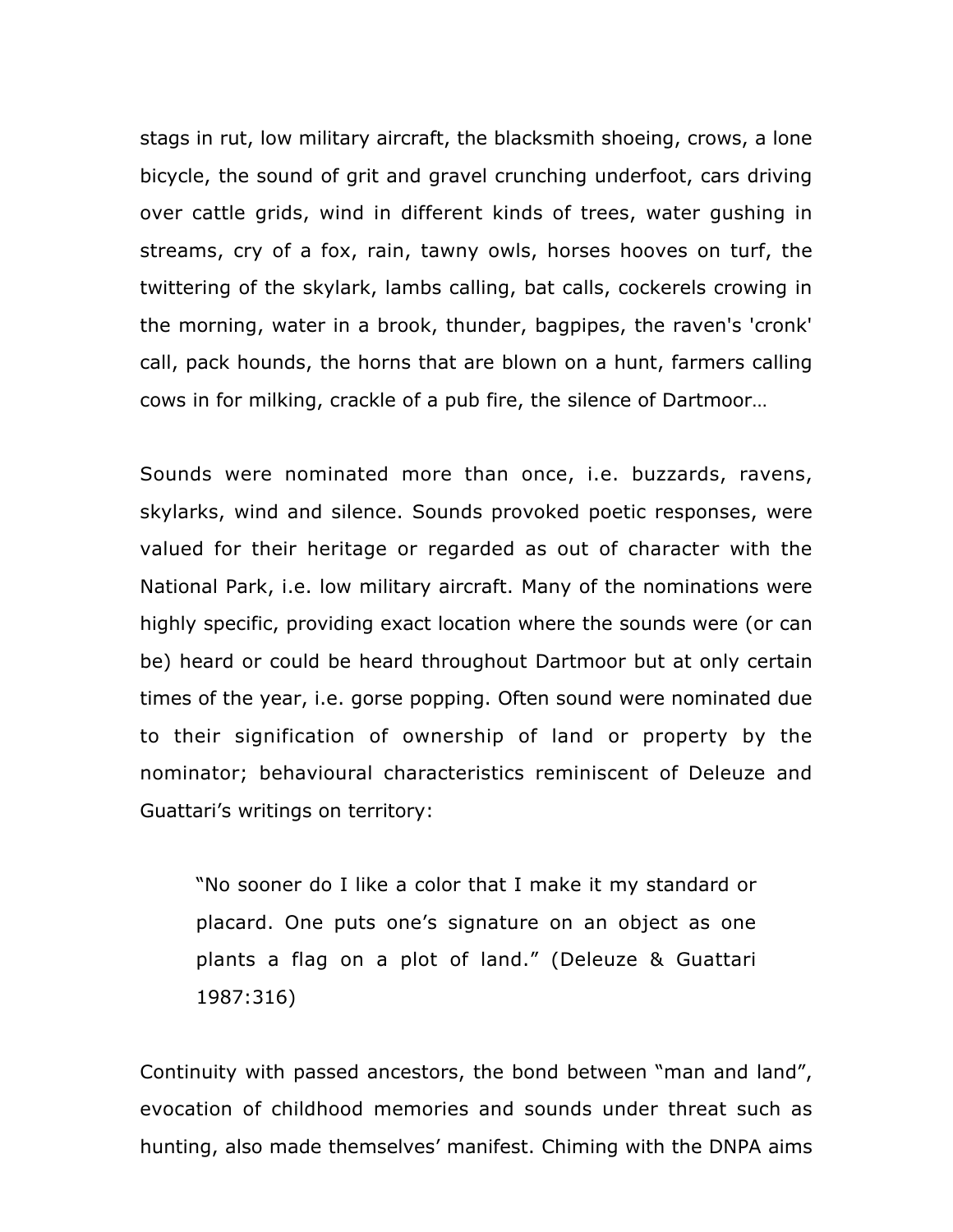stags in rut, low military aircraft, the blacksmith shoeing, crows, a lone bicycle, the sound of grit and gravel crunching underfoot, cars driving over cattle grids, wind in different kinds of trees, water gushing in streams, cry of a fox, rain, tawny owls, horses hooves on turf, the twittering of the skylark, lambs calling, bat calls, cockerels crowing in the morning, water in a brook, thunder, bagpipes, the raven's 'cronk' call, pack hounds, the horns that are blown on a hunt, farmers calling cows in for milking, crackle of a pub fire, the silence of Dartmoor…

Sounds were nominated more than once, i.e. buzzards, ravens, skylarks, wind and silence. Sounds provoked poetic responses, were valued for their heritage or regarded as out of character with the National Park, i.e. low military aircraft. Many of the nominations were highly specific, providing exact location where the sounds were (or can be) heard or could be heard throughout Dartmoor but at only certain times of the year, i.e. gorse popping. Often sound were nominated due to their signification of ownership of land or property by the nominator; behavioural characteristics reminiscent of Deleuze and Guattari's writings on territory:

> "No sooner do I like a color that I make it my standard or placard. One puts one's signature on an object as one plants a flag on a plot of land." (Deleuze & Guattari 1987:316)

Continuity with passed ancestors, the bond between "man and land", evocation of childhood memories and sounds under threat such as hunting, also made themselves' manifest. Chiming with the DNPA aims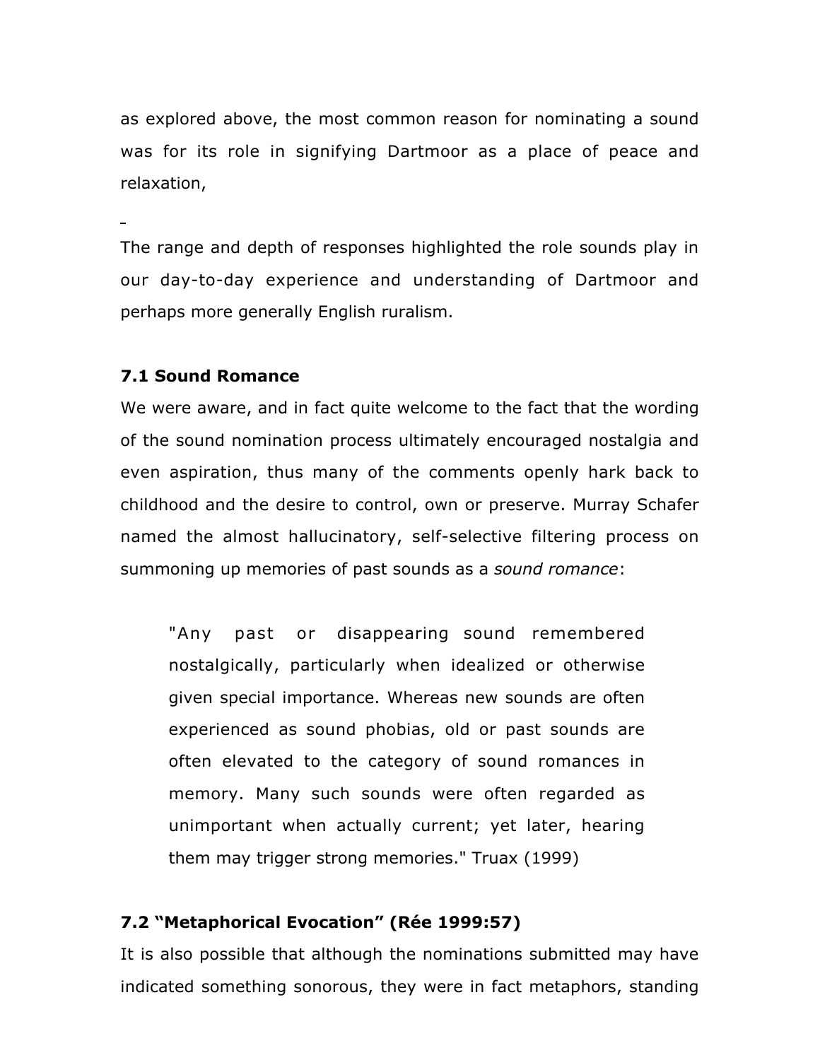as explored above, the most common reason for nominating a sound was for its role in signifying Dartmoor as a place of peace and relaxation,

The range and depth of responses highlighted the role sounds play in our day-to-day experience and understanding of Dartmoor and perhaps more generally English ruralism.

### 7.1 Sound Romance

We were aware, and in fact quite welcome to the fact that the wording of the sound nomination process ultimately encouraged nostalgia and even aspiration, thus many of the comments openly hark back to childhood and the desire to control, own or preserve. Murray Schafer named the almost hallucinatory, self-selective filtering process on summoning up memories of past sounds as a *sound romance*:

> "Any past or disappearing sound remembered nostalgically, particularly when idealized or otherwise given special importance. Whereas new sounds are often experienced as sound phobias, old or past sounds are often elevated to the category of sound romances in memory. Many such sounds were often regarded as unimportant when actually current; yet later, hearing them may trigger strong memories." Truax (1999)

### 7.2 "Metaphorical Evocation" (Rée 1999:57)

It is also possible that although the nominations submitted may have indicated something sonorous, they were in fact metaphors, standing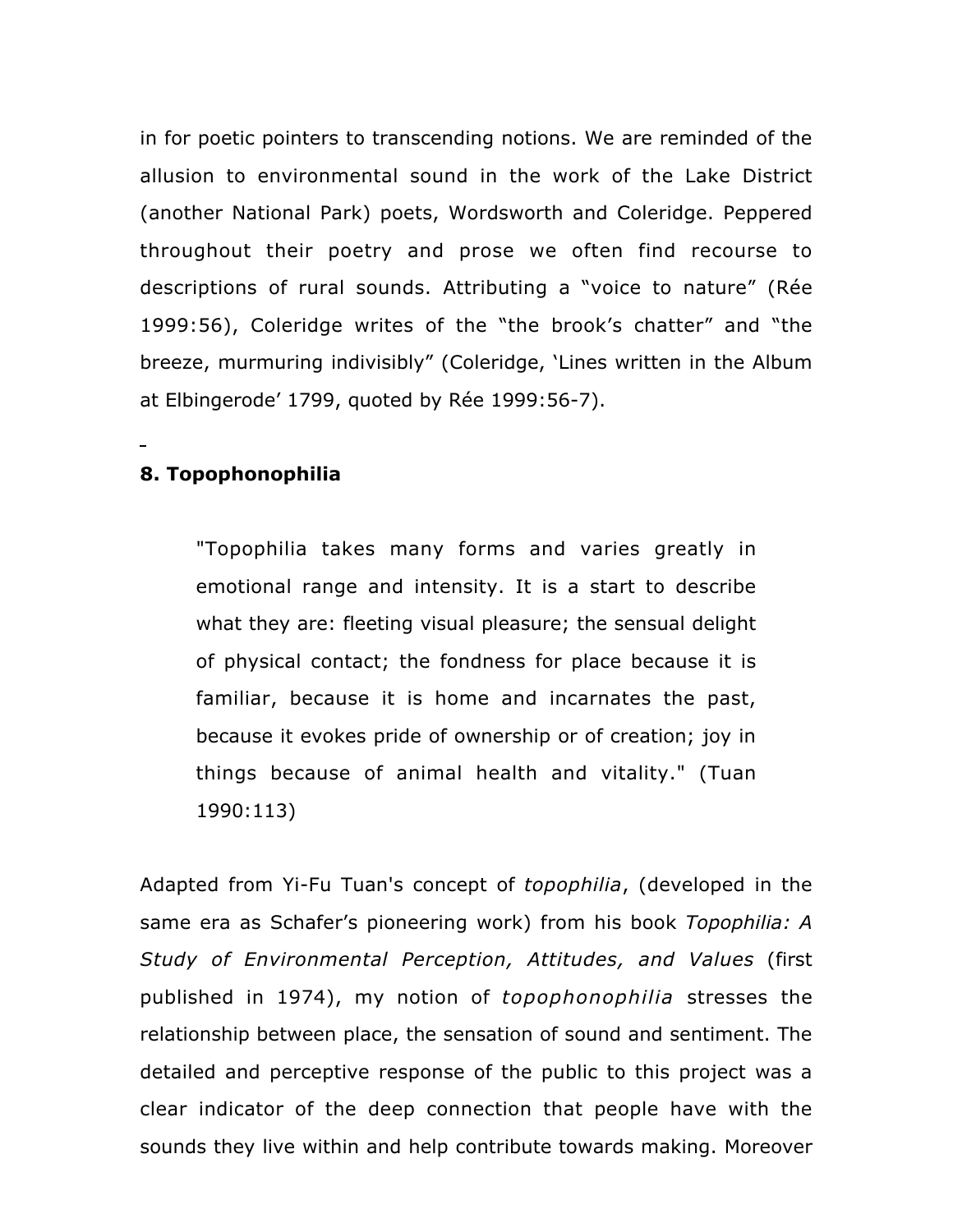in for poetic pointers to transcending notions. We are reminded of the allusion to environmental sound in the work of the Lake District (another National Park) poets, Wordsworth and Coleridge. Peppered throughout their poetry and prose we often find recourse to descriptions of rural sounds. Attributing a "voice to nature" (Rée 1999:56), Coleridge writes of the "the brook's chatter" and "the breeze, murmuring indivisibly" (Coleridge, 'Lines written in the Album at Elbingerode' 1799, quoted by Rée 1999:56-7).

## 8. Topophonophilia

> "Topophilia takes many forms and varies greatly in emotional range and intensity. It is a start to describe what they are: fleeting visual pleasure; the sensual delight of physical contact; the fondness for place because it is familiar, because it is home and incarnates the past, because it evokes pride of ownership or of creation; joy in things because of animal health and vitality." (Tuan 1990:113)

Adapted from Yi-Fu Tuan's concept of *topophilia*, (developed in the same era as Schafer's pioneering work) from his book *Topophilia: A Study of Environmental Perception, Attitudes, and Values* (first published in 1974), my notion of *topophonophilia* stresses the relationship between place, the sensation of sound and sentiment. The detailed and perceptive response of the public to this project was a clear indicator of the deep connection that people have with the sounds they live within and help contribute towards making. Moreover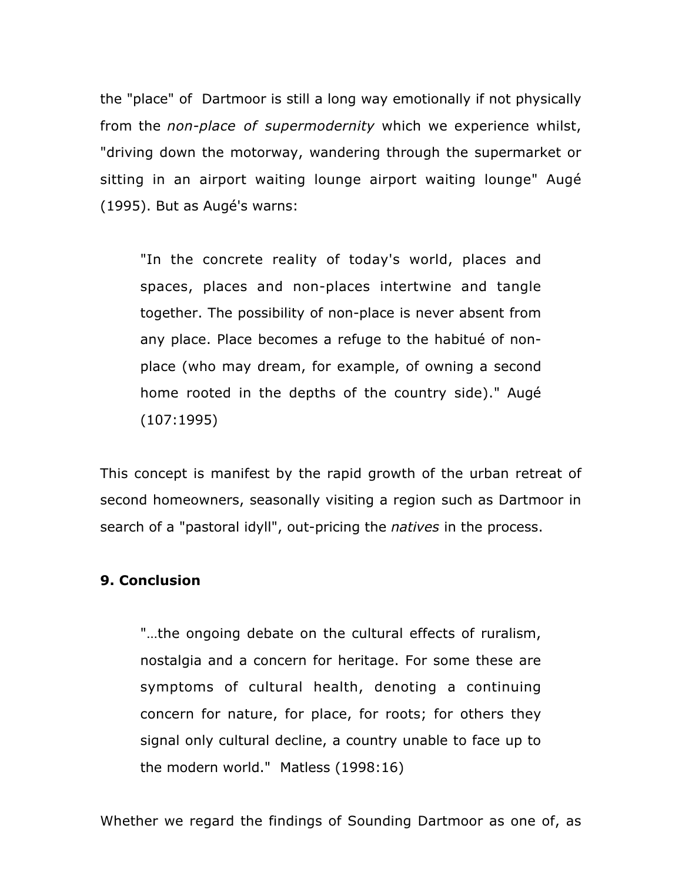the "place" of Dartmoor is still a long way emotionally if not physically from the *non-place of supermodernity* which we experience whilst, "driving down the motorway, wandering through the supermarket or sitting in an airport waiting lounge airport waiting lounge" Augé (1995). But as Augé's warns:

> "In the concrete reality of today's world, places and spaces, places and non-places intertwine and tangle together. The possibility of non-place is never absent from any place. Place becomes a refuge to the habitué of non-place (who may dream, for example, of owning a second home rooted in the depths of the country side)." Augé (107:1995)

This concept is manifest by the rapid growth of the urban retreat of second homeowners, seasonally visiting a region such as Dartmoor in search of a "pastoral idyll", out-pricing the *natives* in the process.

**9. Conclusion**

> "…the ongoing debate on the cultural effects of ruralism, nostalgia and a concern for heritage. For some these are symptoms of cultural health, denoting a continuing concern for nature, for place, for roots; for others they signal only cultural decline, a country unable to face up to the modern world." Matless (1998:16)

Whether we regard the findings of Sounding Dartmoor as one of, as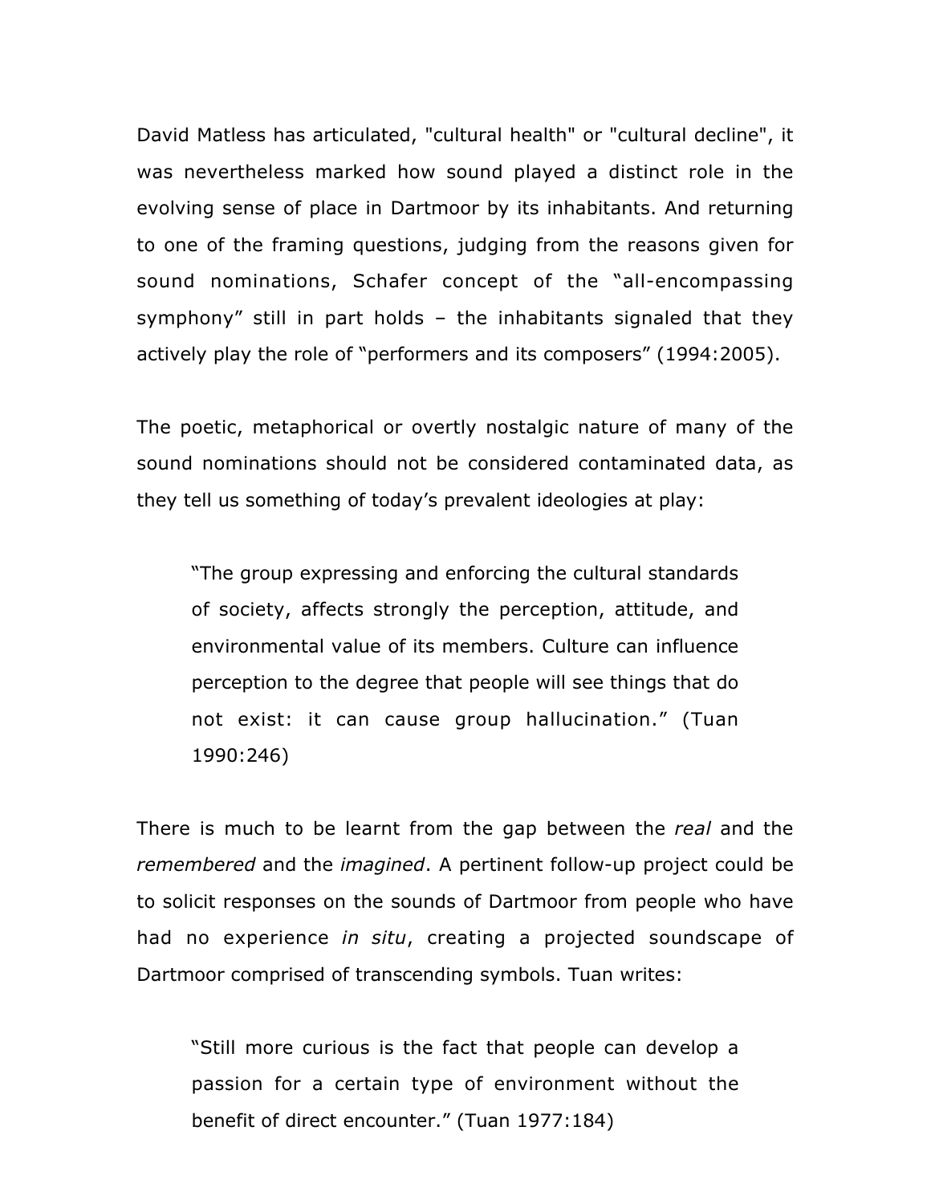David Matless has articulated, "cultural health" or "cultural decline", it was nevertheless marked how sound played a distinct role in the evolving sense of place in Dartmoor by its inhabitants. And returning to one of the framing questions, judging from the reasons given for sound nominations, Schafer concept of the “all-encompassing symphony” still in part holds – the inhabitants signaled that they actively play the role of “performers and its composers” (1994:2005).

The poetic, metaphorical or overtly nostalgic nature of many of the sound nominations should not be considered contaminated data, as they tell us something of today’s prevalent ideologies at play:

> “The group expressing and enforcing the cultural standards of society, affects strongly the perception, attitude, and environmental value of its members. Culture can influence perception to the degree that people will see things that do not exist: it can cause group hallucination.” (Tuan 1990:246)

There is much to be learnt from the gap between the *real* and the *remembered* and the *imagined*. A pertinent follow-up project could be to solicit responses on the sounds of Dartmoor from people who have had no experience *in situ*, creating a projected soundscape of Dartmoor comprised of transcending symbols. Tuan writes:

> “Still more curious is the fact that people can develop a passion for a certain type of environment without the benefit of direct encounter.” (Tuan 1977:184)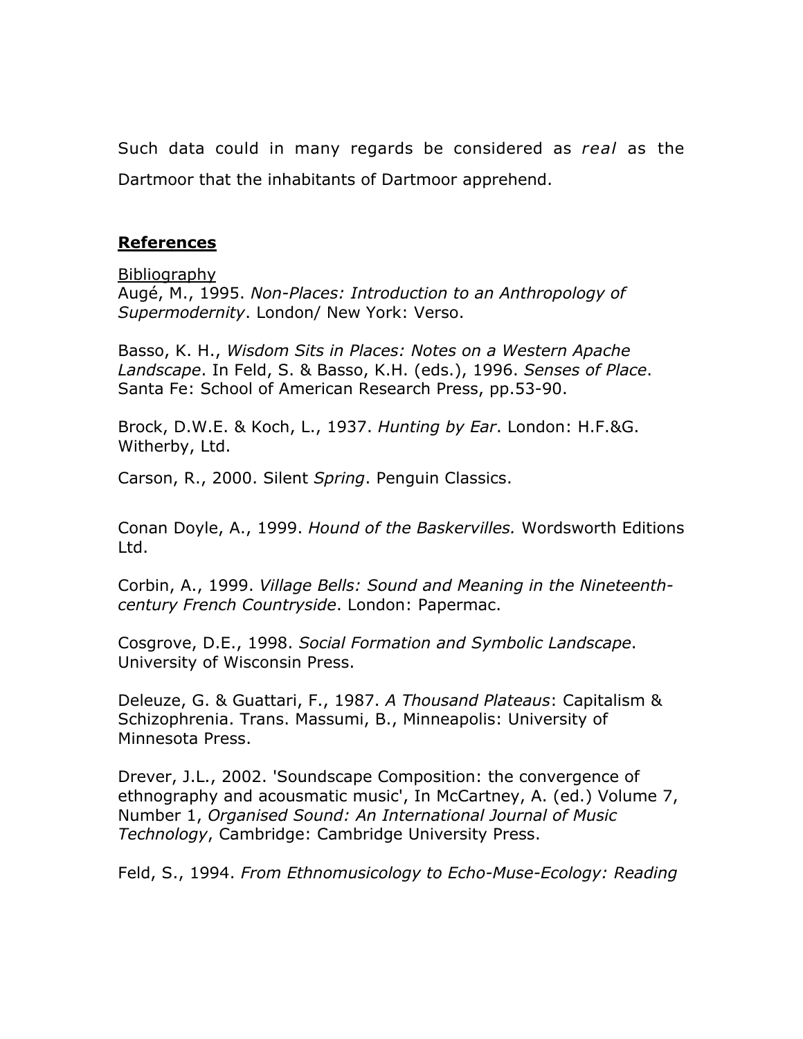Such data could in many regards be considered as *real* as the Dartmoor that the inhabitants of Dartmoor apprehend.

## References

Bibliography

Augé, M., 1995. *Non-Places: Introduction to an Anthropology of Supermodernity*. London/ New York: Verso.

Basso, K. H., *Wisdom Sits in Places: Notes on a Western Apache Landscape*. In Feld, S. & Basso, K.H. (eds.), 1996. *Senses of Place*. Santa Fe: School of American Research Press, pp.53-90.

Brock, D.W.E. & Koch, L., 1937. *Hunting by Ear*. London: H.F.&G. Witherby, Ltd.

Carson, R., 2000. Silent *Spring*. Penguin Classics.

Conan Doyle, A., 1999. *Hound of the Baskervilles.* Wordsworth Editions Ltd.

Corbin, A., 1999. *Village Bells: Sound and Meaning in the Nineteenth-century French Countryside*. London: Papermac.

Cosgrove, D.E., 1998. *Social Formation and Symbolic Landscape*. University of Wisconsin Press.

Deleuze, G. & Guattari, F., 1987. *A Thousand Plateaus*: Capitalism & Schizophrenia. Trans. Massumi, B., Minneapolis: University of Minnesota Press.

Drever, J.L., 2002. 'Soundscape Composition: the convergence of ethnography and acousmatic music', In McCartney, A. (ed.) Volume 7, Number 1, *Organised Sound: An International Journal of Music Technology*, Cambridge: Cambridge University Press.

Feld, S., 1994. *From Ethnomusicology to Echo-Muse-Ecology: Reading*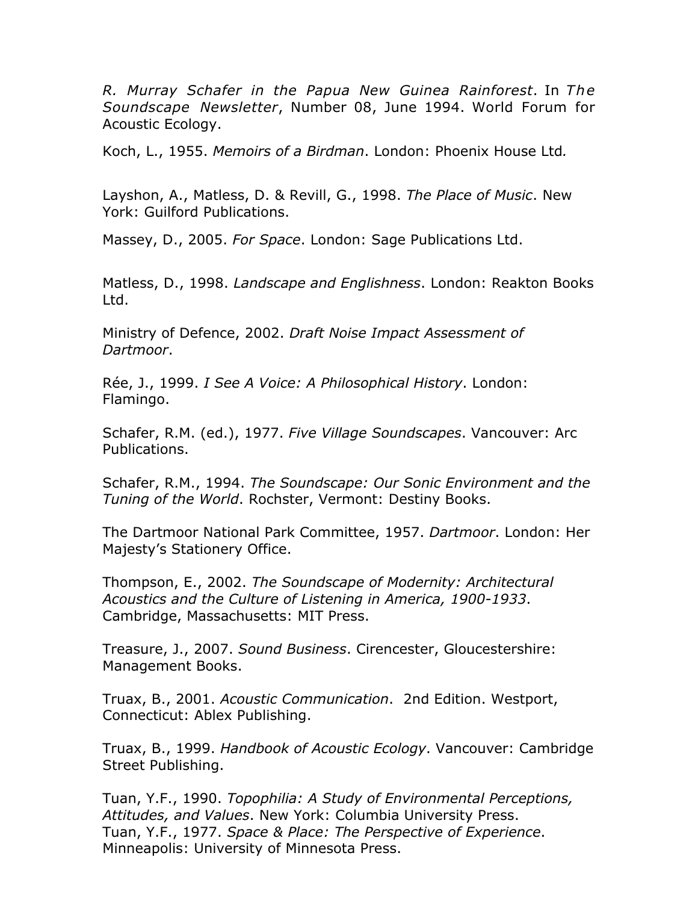*R. Murray Schafer in the Papua New Guinea Rainforest*. In *The Soundscape Newsletter*, Number 08, June 1994. World Forum for Acoustic Ecology.

Koch, L., 1955. *Memoirs of a Birdman*. London: Phoenix House Ltd.

Layshon, A., Matless, D. & Revill, G., 1998. *The Place of Music*. New York: Guilford Publications.

Massey, D., 2005. *For Space*. London: Sage Publications Ltd.

Matless, D., 1998. *Landscape and Englishness*. London: Reakton Books Ltd.

Ministry of Defence, 2002. *Draft Noise Impact Assessment of Dartmoor*.

Rée, J., 1999. *I See A Voice: A Philosophical History*. London: Flamingo.

Schafer, R.M. (ed.), 1977. *Five Village Soundscapes*. Vancouver: Arc Publications.

Schafer, R.M., 1994. *The Soundscape: Our Sonic Environment and the Tuning of the World*. Rochster, Vermont: Destiny Books.

The Dartmoor National Park Committee, 1957. *Dartmoor*. London: Her Majesty's Stationery Office.

Thompson, E., 2002. *The Soundscape of Modernity: Architectural Acoustics and the Culture of Listening in America, 1900-1933*. Cambridge, Massachusetts: MIT Press.

Treasure, J., 2007. *Sound Business*. Cirencester, Gloucestershire: Management Books.

Truax, B., 2001. *Acoustic Communication*. 2nd Edition. Westport, Connecticut: Ablex Publishing.

Truax, B., 1999. *Handbook of Acoustic Ecology*. Vancouver: Cambridge Street Publishing.

Tuan, Y.F., 1990. *Topophilia: A Study of Environmental Perceptions, Attitudes, and Values*. New York: Columbia University Press.

Tuan, Y.F., 1977. *Space & Place: The Perspective of Experience*. Minneapolis: University of Minnesota Press.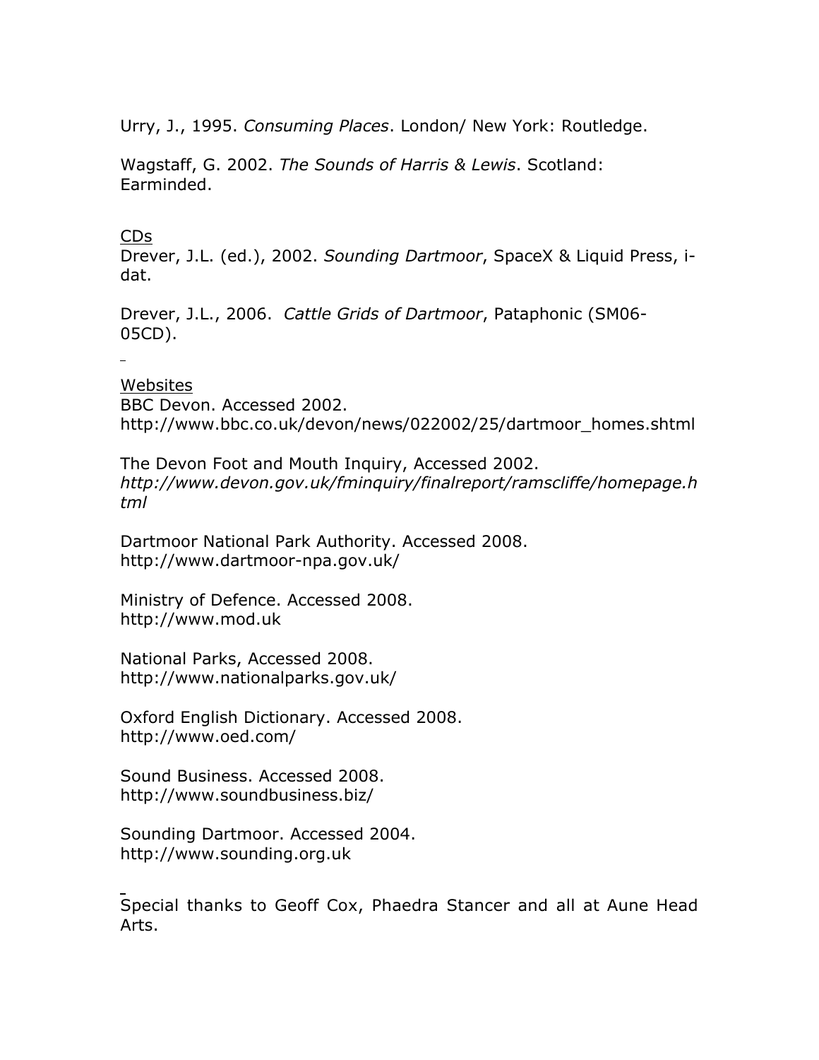Urry, J., 1995. *Consuming Places*. London/ New York: Routledge.

Wagstaff, G. 2002. *The Sounds of Harris & Lewis*. Scotland: Earminded.

CDs

Drever, J.L. (ed.), 2002. *Sounding Dartmoor*, SpaceX & Liquid Press, i-dat.

Drever, J.L., 2006. *Cattle Grids of Dartmoor*, Pataphonic (SM06-05CD).

Websites

BBC Devon. Accessed 2002. http://www.bbc.co.uk/devon/news/022002/25/dartmoor_homes.shtml

The Devon Foot and Mouth Inquiry, Accessed 2002. *http://www.devon.gov.uk/fminquiry/finalreport/ramscliffe/homepage.html*

Dartmoor National Park Authority. Accessed 2008. http://www.dartmoor-npa.gov.uk/

Ministry of Defence. Accessed 2008. http://www.mod.uk

National Parks, Accessed 2008. http://www.nationalparks.gov.uk/

Oxford English Dictionary. Accessed 2008. http://www.oed.com/

Sound Business. Accessed 2008. http://www.soundbusiness.biz/

Sounding Dartmoor. Accessed 2004. http://www.sounding.org.uk

Special thanks to Geoff Cox, Phaedra Stancer and all at Aune Head Arts.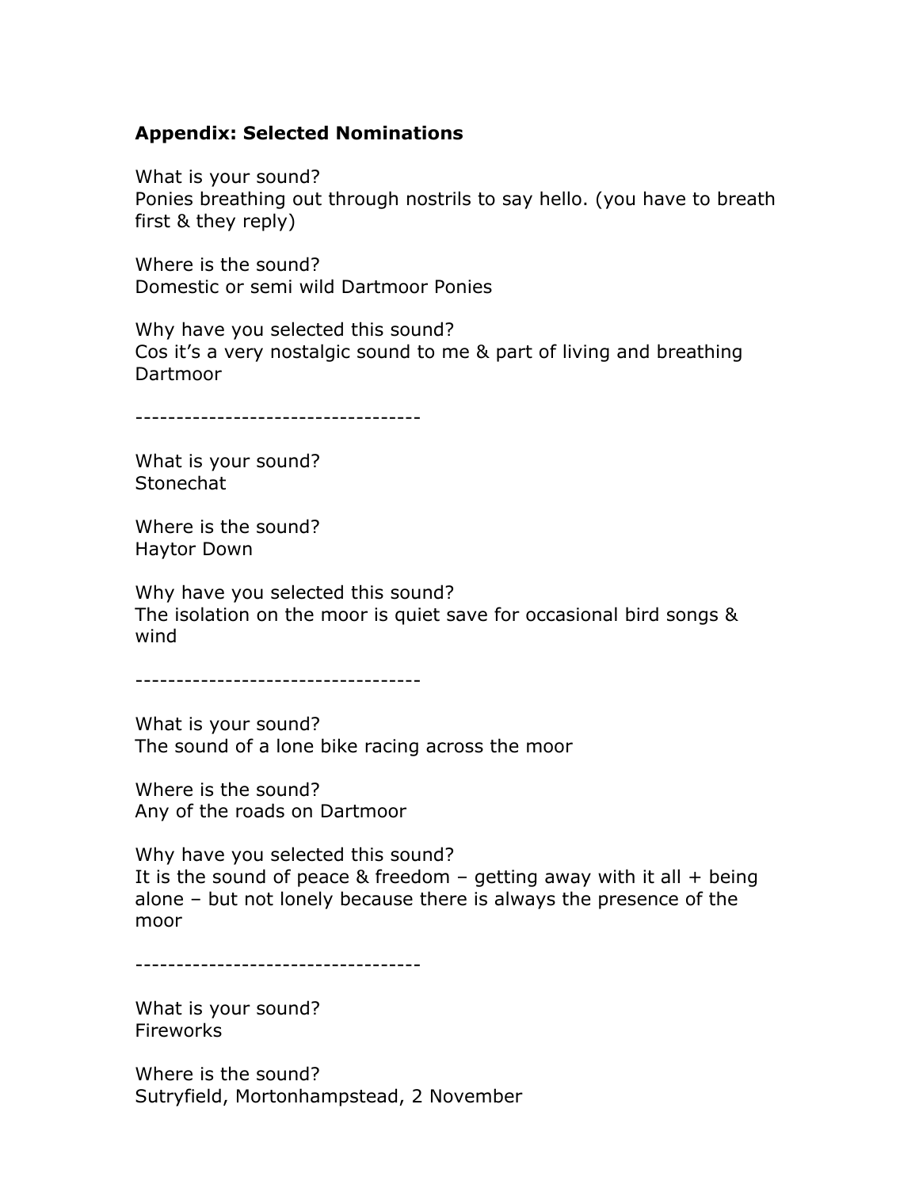### Appendix: Selected Nominations

What is your sound?
Ponies breathing out through nostrils to say hello. (you have to breath first & they reply)

Where is the sound?
Domestic or semi wild Dartmoor Ponies

Why have you selected this sound?
Cos it's a very nostalgic sound to me & part of living and breathing Dartmoor

-----------------------------------

What is your sound?
Stonechat

Where is the sound?
Haytor Down

Why have you selected this sound?
The isolation on the moor is quiet save for occasional bird songs & wind

-----------------------------------

What is your sound?
The sound of a lone bike racing across the moor

Where is the sound?
Any of the roads on Dartmoor

Why have you selected this sound?
It is the sound of peace & freedom – getting away with it all + being alone – but not lonely because there is always the presence of the moor

-----------------------------------

What is your sound?
Fireworks

Where is the sound?
Sutryfield, Mortonhampstead, 2 November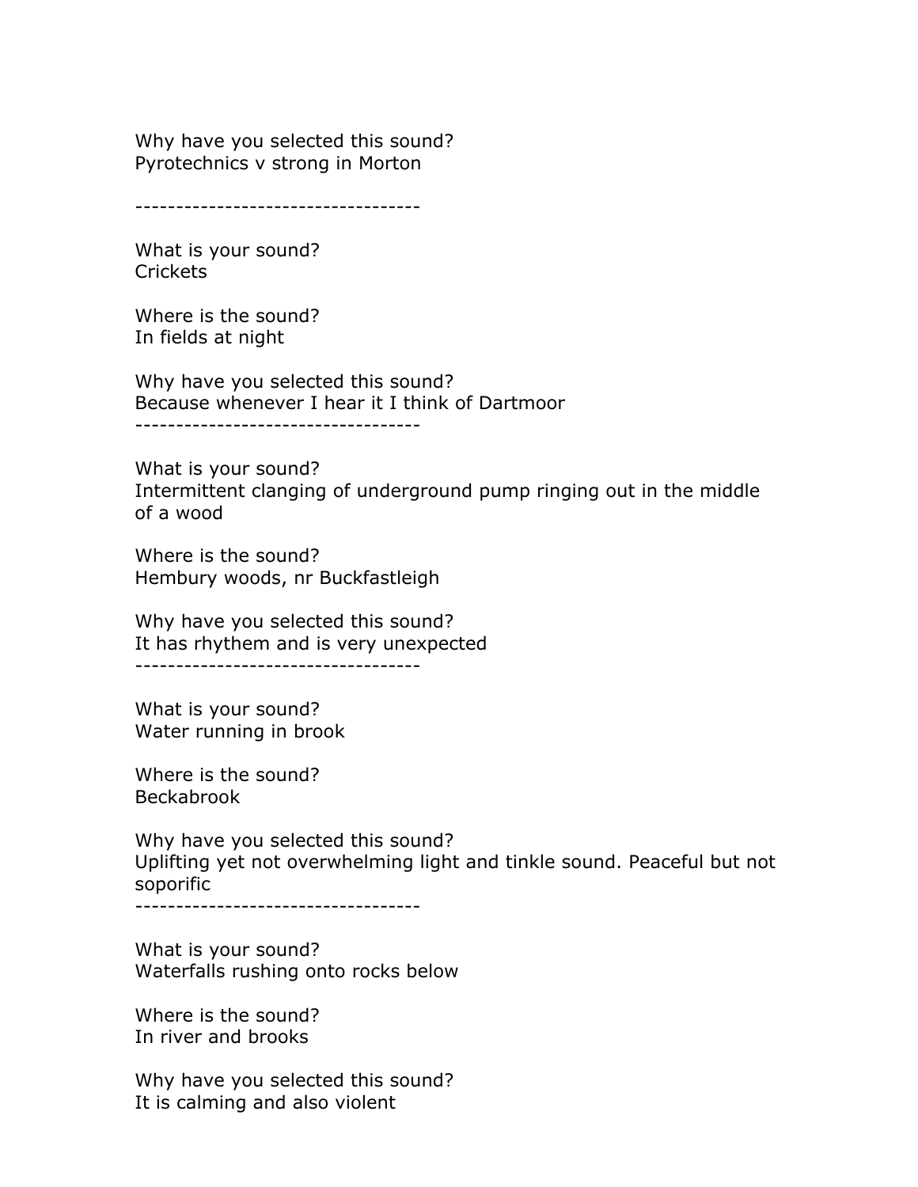Why have you selected this sound?
Pyrotechnics v strong in Morton

-----------------------------------

What is your sound?
Crickets

Where is the sound?
In fields at night

Why have you selected this sound?
Because whenever I hear it I think of Dartmoor

-----------------------------------

What is your sound?
Intermittent clanging of underground pump ringing out in the middle of a wood

Where is the sound?
Hembury woods, nr Buckfastleigh

Why have you selected this sound?
It has rhythem and is very unexpected

-----------------------------------

What is your sound?
Water running in brook

Where is the sound?
Beckabrook

Why have you selected this sound?
Uplifting yet not overwhelming light and tinkle sound. Peaceful but not soporific

-----------------------------------

What is your sound?
Waterfalls rushing onto rocks below

Where is the sound?
In river and brooks

Why have you selected this sound?
It is calming and also violent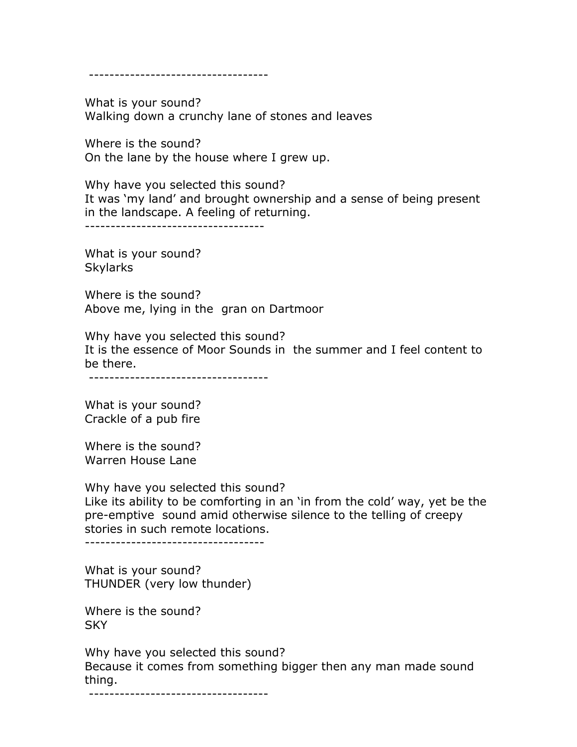-----------------------------------

What is your sound?
Walking down a crunchy lane of stones and leaves

Where is the sound?
On the lane by the house where I grew up.

Why have you selected this sound?
It was 'my land' and brought ownership and a sense of being present in the landscape. A feeling of returning.

-----------------------------------

What is your sound?
Skylarks

Where is the sound?
Above me, lying in the gran on Dartmoor

Why have you selected this sound?
It is the essence of Moor Sounds in the summer and I feel content to be there.

-----------------------------------

What is your sound?
Crackle of a pub fire

Where is the sound?
Warren House Lane

Why have you selected this sound?
Like its ability to be comforting in an 'in from the cold' way, yet be the pre-emptive sound amid otherwise silence to the telling of creepy stories in such remote locations.

-----------------------------------

What is your sound?
THUNDER (very low thunder)

Where is the sound?
SKY

Why have you selected this sound?
Because it comes from something bigger then any man made sound thing.

-----------------------------------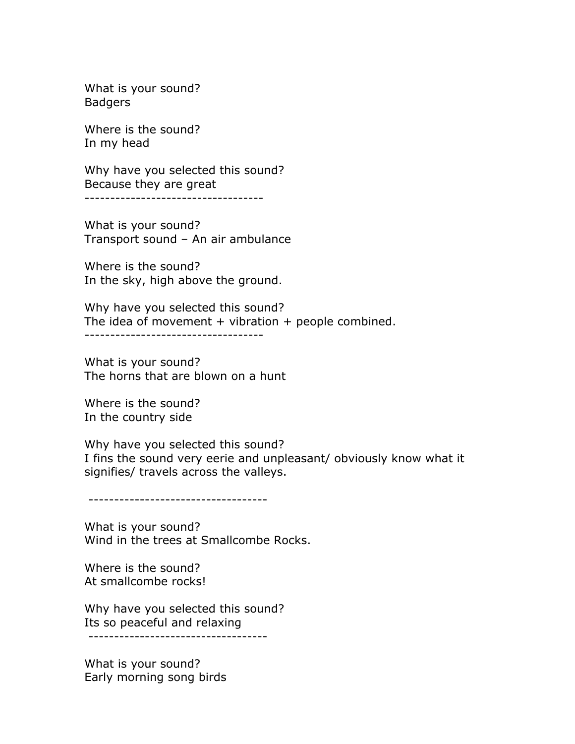What is your sound?
Badgers

Where is the sound?
In my head

Why have you selected this sound?
Because they are great
-----------------------------------

What is your sound?
Transport sound – An air ambulance

Where is the sound?
In the sky, high above the ground.

Why have you selected this sound?
The idea of movement + vibration + people combined.
-----------------------------------

What is your sound?
The horns that are blown on a hunt

Where is the sound?
In the country side

Why have you selected this sound?
I fins the sound very eerie and unpleasant/ obviously know what it signifies/ travels across the valleys.

-----------------------------------

What is your sound?
Wind in the trees at Smallcombe Rocks.

Where is the sound?
At smallcombe rocks!

Why have you selected this sound?
Its so peaceful and relaxing
-----------------------------------

What is your sound?
Early morning song birds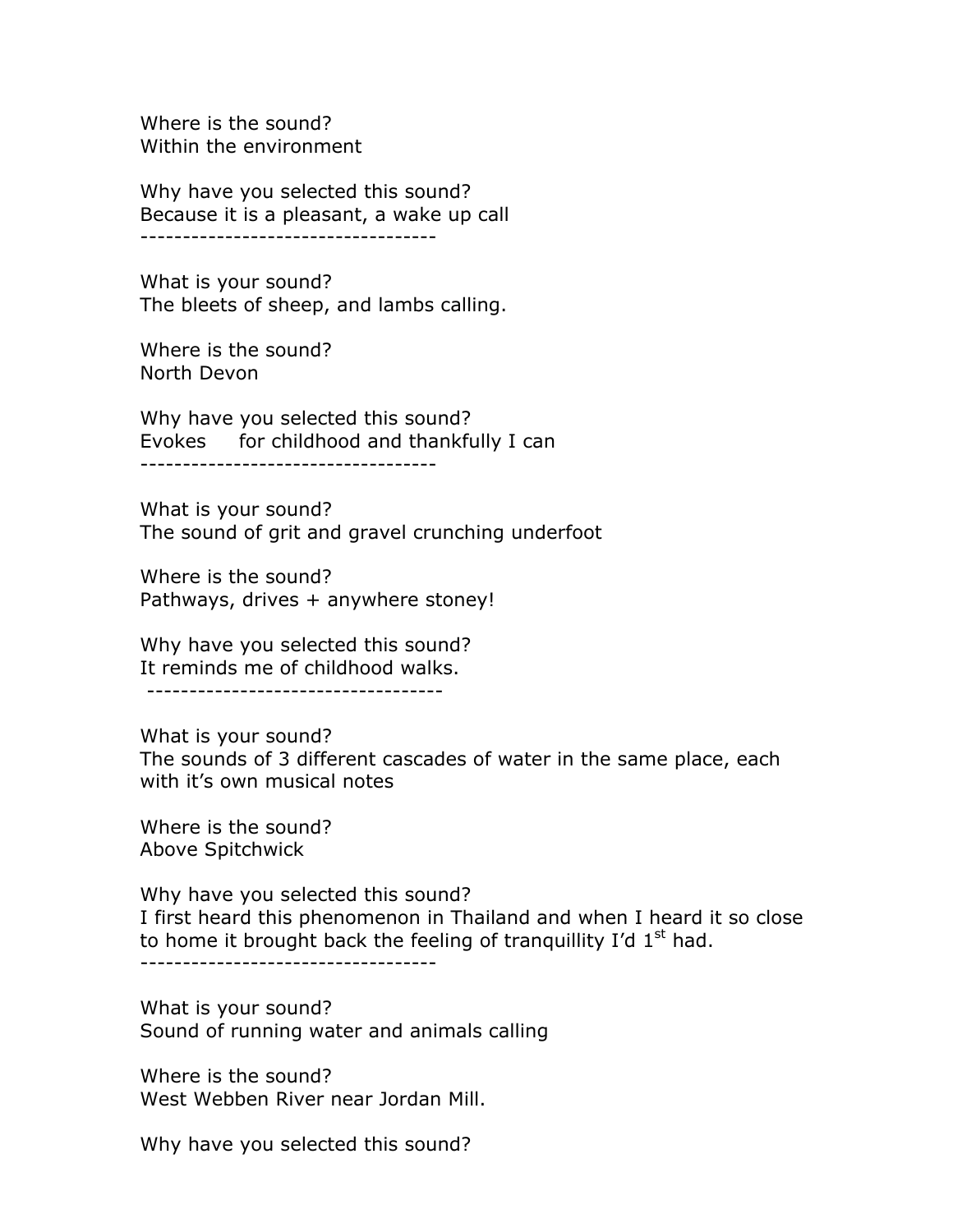Where is the sound?
Within the environment

Why have you selected this sound?
Because it is a pleasant, a wake up call

-----------------------------------

What is your sound?
The bleets of sheep, and lambs calling.

Where is the sound?
North Devon

Why have you selected this sound?
Evokes for childhood and thankfully I can

-----------------------------------

What is your sound?
The sound of grit and gravel crunching underfoot

Where is the sound?
Pathways, drives + anywhere stoney!

Why have you selected this sound?
It reminds me of childhood walks.

-----------------------------------

What is your sound?
The sounds of 3 different cascades of water in the same place, each with it's own musical notes

Where is the sound?
Above Spitchwick

Why have you selected this sound?
I first heard this phenomenon in Thailand and when I heard it so close to home it brought back the feeling of tranquillity I'd 1st had.

-----------------------------------

What is your sound?
Sound of running water and animals calling

Where is the sound?
West Webben River near Jordan Mill.

Why have you selected this sound?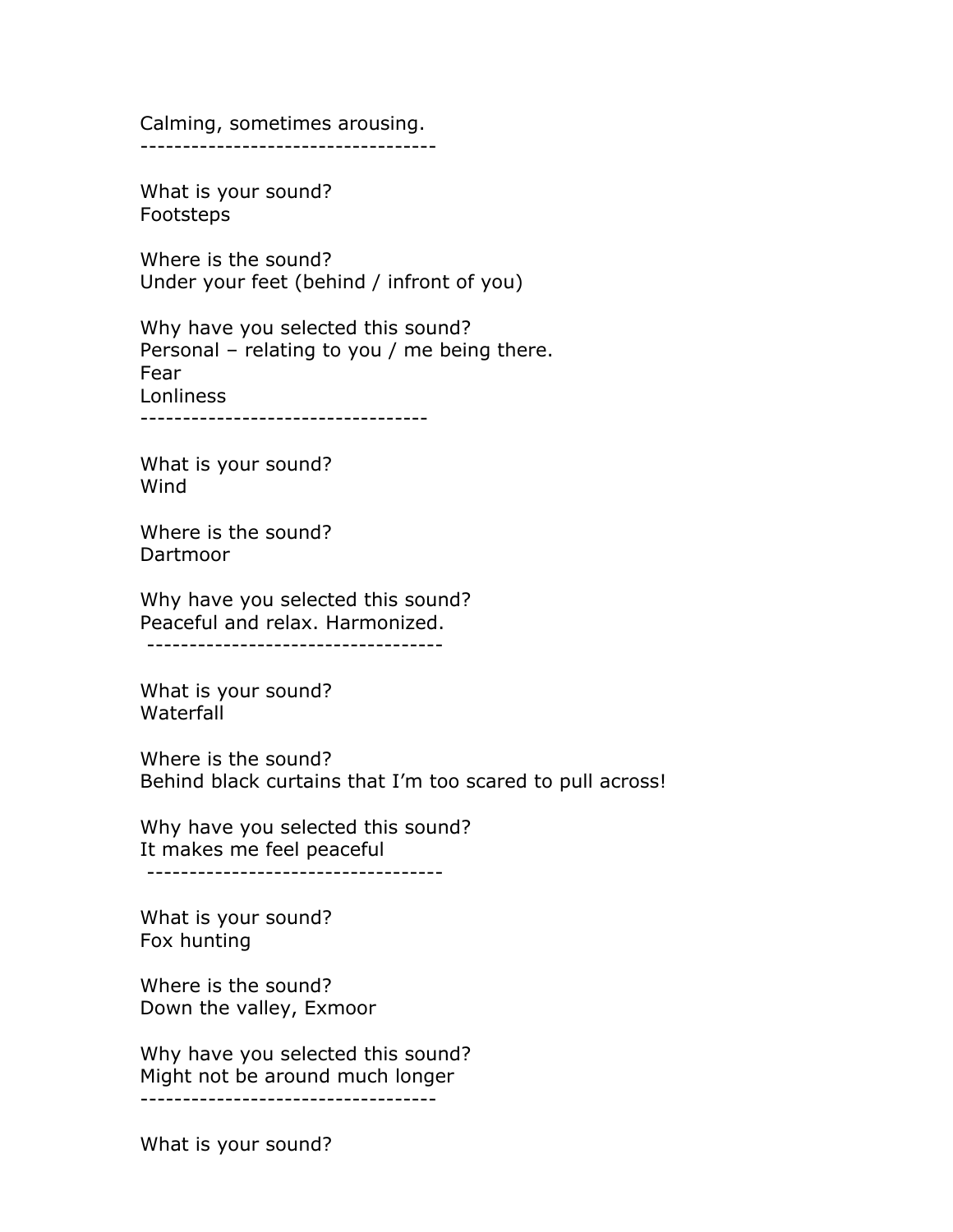Calming, sometimes arousing.

-----------------------------------

What is your sound?
Footsteps

Where is the sound?
Under your feet (behind / infront of you)

Why have you selected this sound?
Personal – relating to you / me being there.
Fear
Lonliness

----------------------------------

What is your sound?
Wind

Where is the sound?
Dartmoor

Why have you selected this sound?
Peaceful and relax. Harmonized.

-----------------------------------

What is your sound?
Waterfall

Where is the sound?
Behind black curtains that I'm too scared to pull across!

Why have you selected this sound?
It makes me feel peaceful

-----------------------------------

What is your sound?
Fox hunting

Where is the sound?
Down the valley, Exmoor

Why have you selected this sound?
Might not be around much longer

-----------------------------------

What is your sound?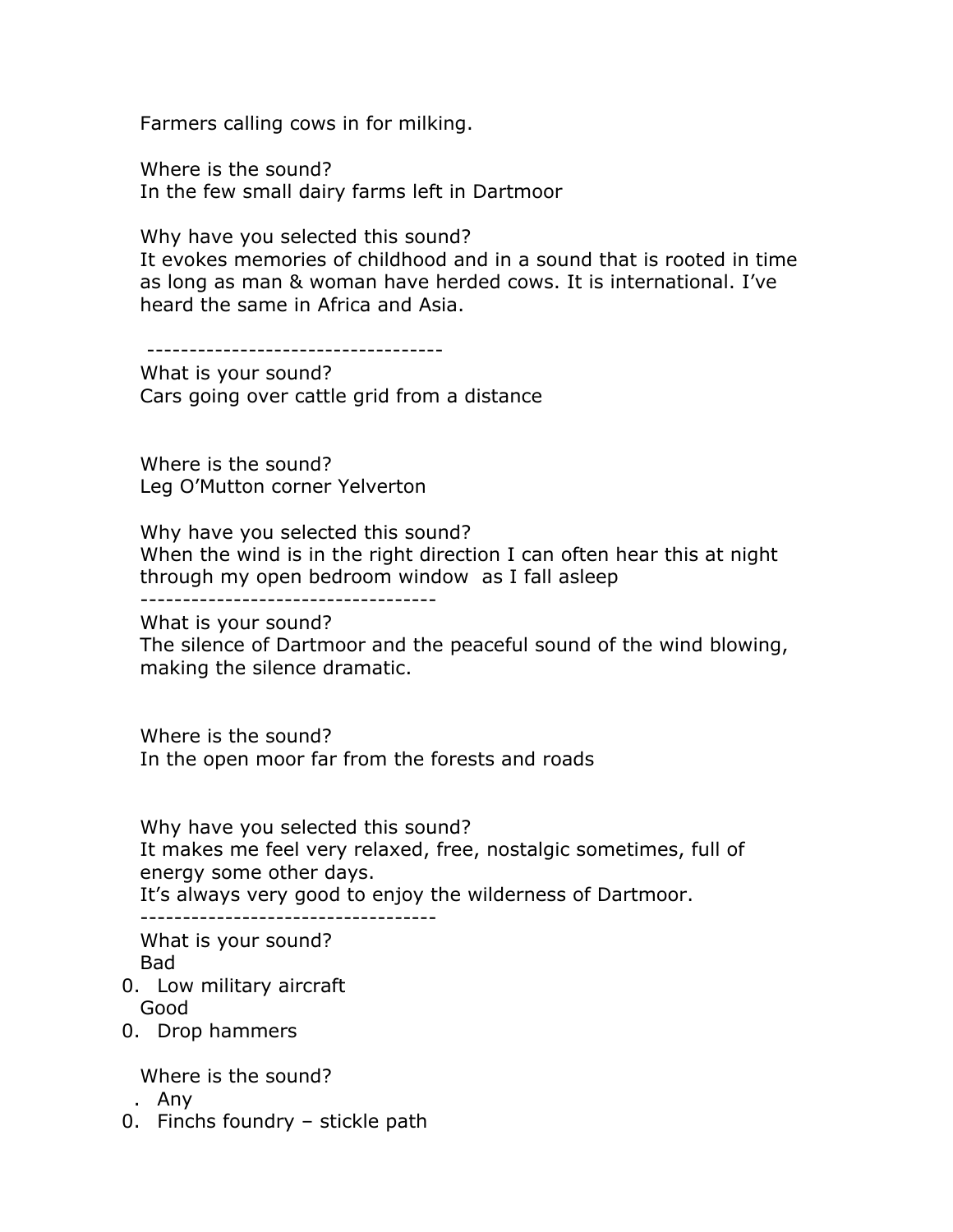Farmers calling cows in for milking.

Where is the sound?
In the few small dairy farms left in Dartmoor

Why have you selected this sound?
It evokes memories of childhood and in a sound that is rooted in time as long as man & woman have herded cows. It is international. I've heard the same in Africa and Asia.

-----------------------------------

What is your sound?
Cars going over cattle grid from a distance

Where is the sound?
Leg O'Mutton corner Yelverton

Why have you selected this sound?
When the wind is in the right direction I can often hear this at night through my open bedroom window as I fall asleep

-----------------------------------

What is your sound?
The silence of Dartmoor and the peaceful sound of the wind blowing, making the silence dramatic.

Where is the sound?
In the open moor far from the forests and roads

Why have you selected this sound?
It makes me feel very relaxed, free, nostalgic sometimes, full of energy some other days.
It's always very good to enjoy the wilderness of Dartmoor.

-----------------------------------

What is your sound?
Bad

0. Low military aircraft

Good

0. Drop hammers

Where is the sound?

. Any

0. Finchs foundry – stickle path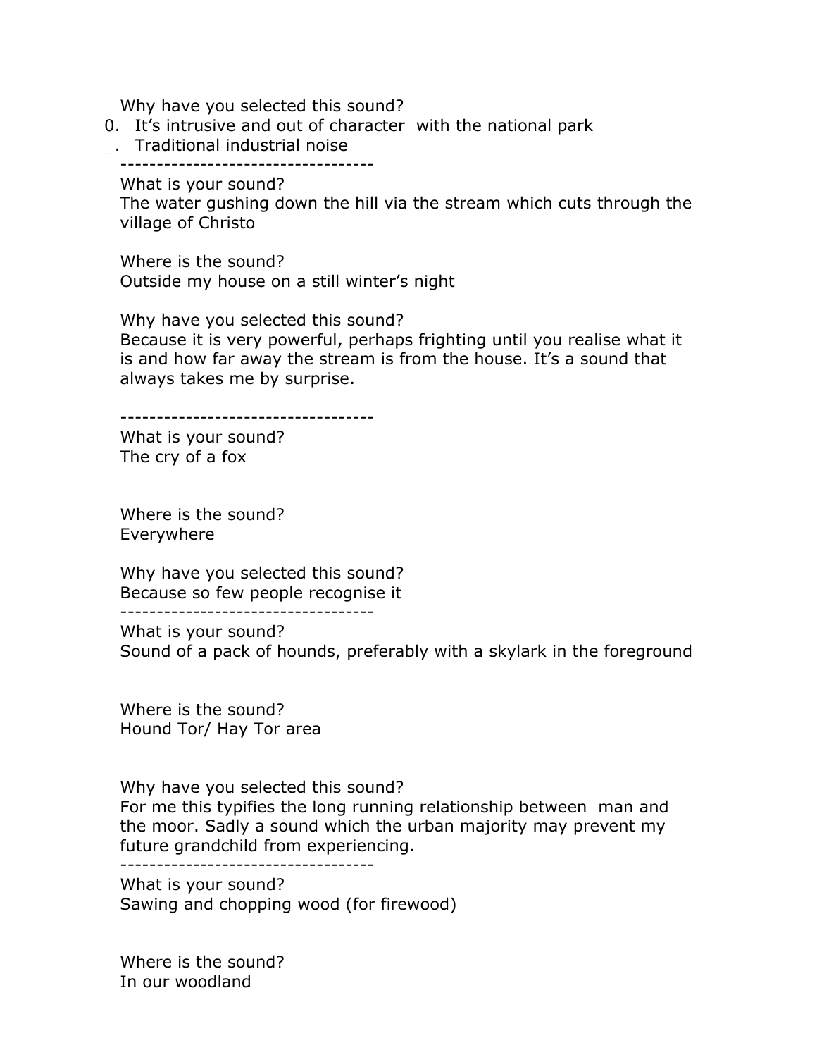Why have you selected this sound?

0. It's intrusive and out of character with the national park
_. Traditional industrial noise

-----------------------------------

What is your sound?
The water gushing down the hill via the stream which cuts through the village of Christo

Where is the sound?
Outside my house on a still winter's night

Why have you selected this sound?
Because it is very powerful, perhaps frighting until you realise what it is and how far away the stream is from the house. It's a sound that always takes me by surprise.

-----------------------------------

What is your sound?
The cry of a fox

Where is the sound?
Everywhere

Why have you selected this sound?
Because so few people recognise it

-----------------------------------

What is your sound?
Sound of a pack of hounds, preferably with a skylark in the foreground

Where is the sound?
Hound Tor/ Hay Tor area

Why have you selected this sound?
For me this typifies the long running relationship between man and the moor. Sadly a sound which the urban majority may prevent my future grandchild from experiencing.

-----------------------------------

What is your sound?
Sawing and chopping wood (for firewood)

Where is the sound?
In our woodland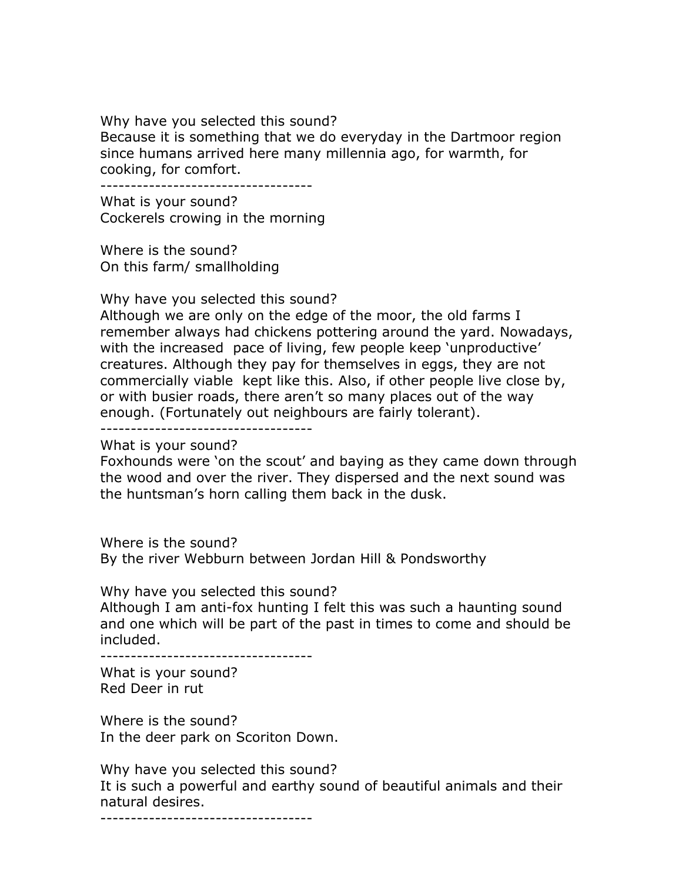Why have you selected this sound?
Because it is something that we do everyday in the Dartmoor region since humans arrived here many millennia ago, for warmth, for cooking, for comfort.

-----------------------------------

What is your sound?
Cockerels crowing in the morning

Where is the sound?
On this farm/ smallholding

Why have you selected this sound?
Although we are only on the edge of the moor, the old farms I remember always had chickens pottering around the yard. Nowadays, with the increased pace of living, few people keep 'unproductive' creatures. Although they pay for themselves in eggs, they are not commercially viable kept like this. Also, if other people live close by, or with busier roads, there aren't so many places out of the way enough. (Fortunately out neighbours are fairly tolerant).

-----------------------------------

What is your sound?
Foxhounds were 'on the scout' and baying as they came down through the wood and over the river. They dispersed and the next sound was the huntsman's horn calling them back in the dusk.

Where is the sound?
By the river Webburn between Jordan Hill & Pondsworthy

Why have you selected this sound?
Although I am anti-fox hunting I felt this was such a haunting sound and one which will be part of the past in times to come and should be included.

-----------------------------------

What is your sound?
Red Deer in rut

Where is the sound?
In the deer park on Scoriton Down.

Why have you selected this sound?
It is such a powerful and earthy sound of beautiful animals and their natural desires.

-----------------------------------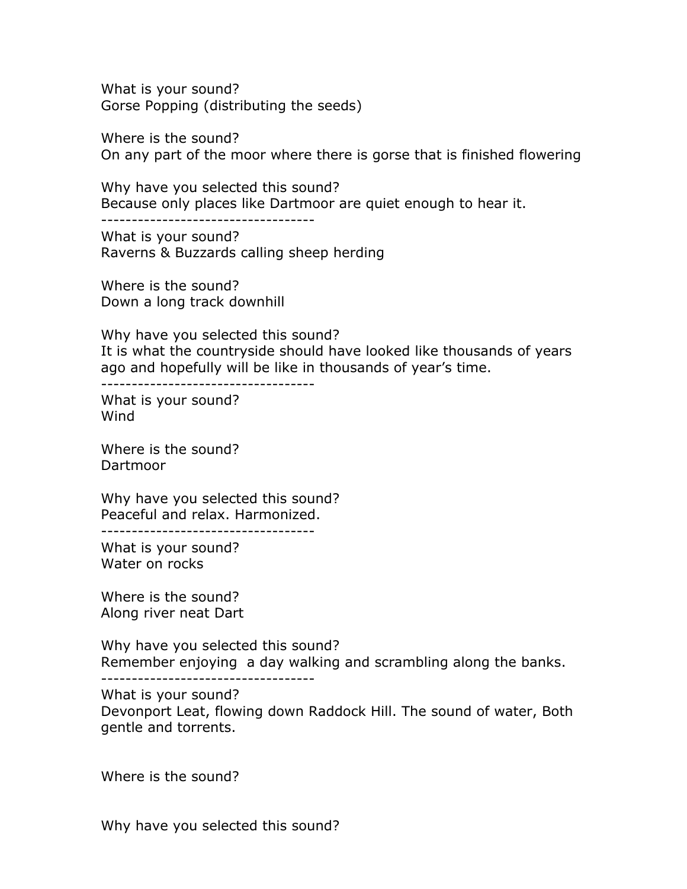What is your sound?
Gorse Popping (distributing the seeds)

Where is the sound?
On any part of the moor where there is gorse that is finished flowering

Why have you selected this sound?
Because only places like Dartmoor are quiet enough to hear it.

-----------------------------------

What is your sound?
Raverns & Buzzards calling sheep herding

Where is the sound?
Down a long track downhill

Why have you selected this sound?
It is what the countryside should have looked like thousands of years ago and hopefully will be like in thousands of year's time.

-----------------------------------

What is your sound?
Wind

Where is the sound?
Dartmoor

Why have you selected this sound?
Peaceful and relax. Harmonized.

-----------------------------------

What is your sound?
Water on rocks

Where is the sound?
Along river neat Dart

Why have you selected this sound?
Remember enjoying  a day walking and scrambling along the banks.

-----------------------------------

What is your sound?
Devonport Leat, flowing down Raddock Hill. The sound of water, Both gentle and torrents.

Where is the sound?

Why have you selected this sound?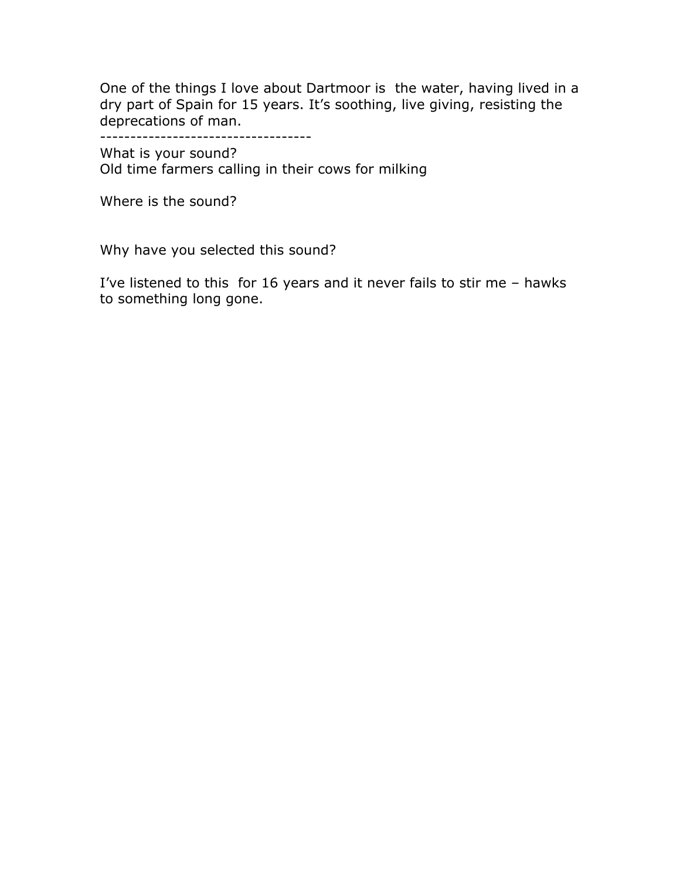One of the things I love about Dartmoor is the water, having lived in a dry part of Spain for 15 years. It's soothing, live giving, resisting the deprecations of man.

-----------------------------------

What is your sound?
Old time farmers calling in their cows for milking

Where is the sound?

Why have you selected this sound?

I've listened to this for 16 years and it never fails to stir me – hawks to something long gone.